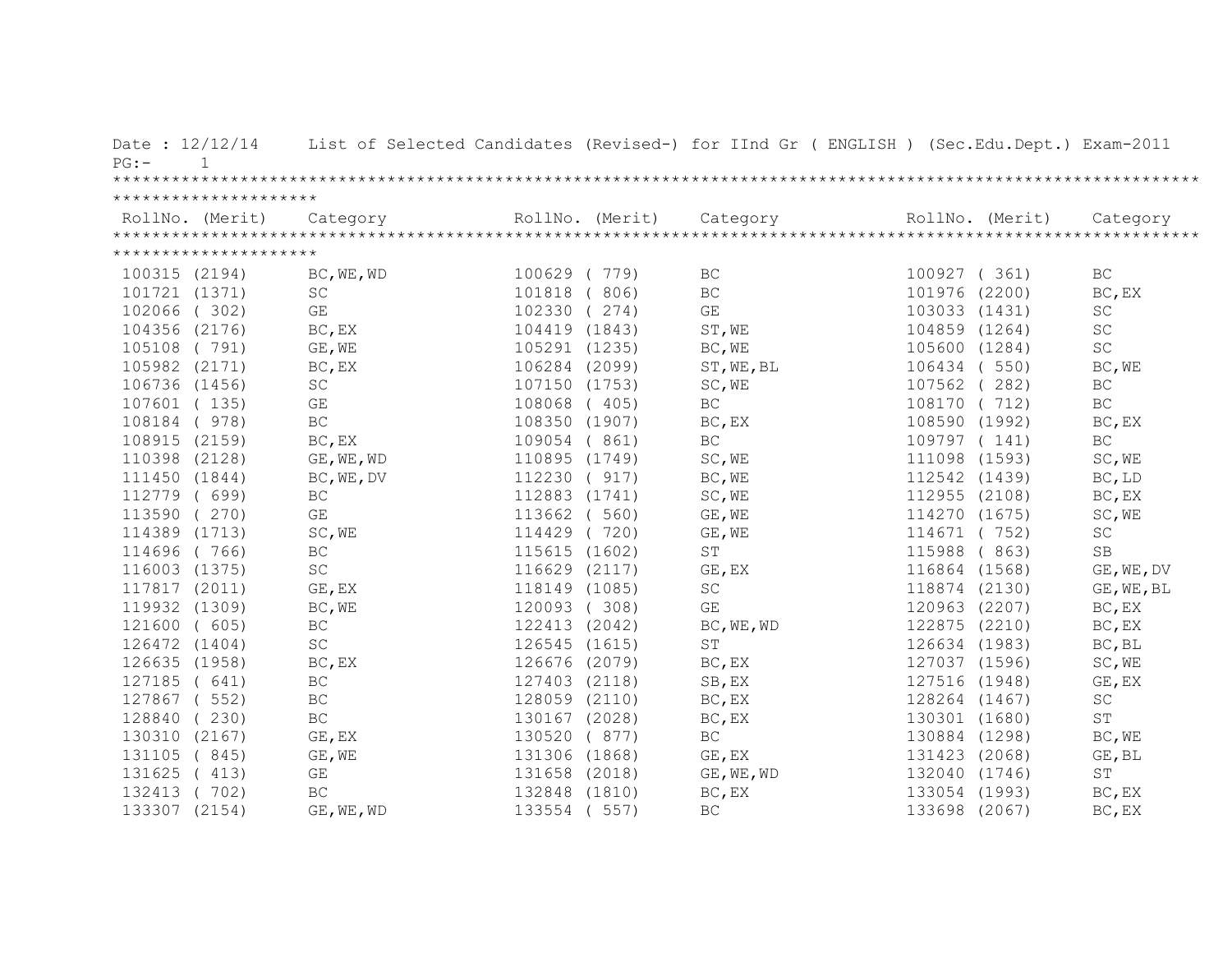Date : 12/12/14 List of Selected Candidates (Revised-) for IInd Gr ( ENGLISH ) (Sec.Edu.Dept.) Exam-2011

| RollNo. (Merit) | Category | RollNo. (Merit) | Category | RollNo. (Merit) | Category |
|---|---|---|---|---|---|
| 100315 (2194) | BC,WE,WD | 100629 ( 779) | BC | 100927 ( 361) | BC |
| 101721 (1371) | SC | 101818 ( 806) | BC | 101976 (2200) | BC,EX |
| 102066 ( 302) | GE | 102330 ( 274) | GE | 103033 (1431) | SC |
| 104356 (2176) | BC,EX | 104419 (1843) | ST,WE | 104859 (1264) | SC |
| 105108 ( 791) | GE,WE | 105291 (1235) | BC,WE | 105600 (1284) | SC |
| 105982 (2171) | BC,EX | 106284 (2099) | ST,WE,BL | 106434 ( 550) | BC,WE |
| 106736 (1456) | SC | 107150 (1753) | SC,WE | 107562 ( 282) | BC |
| 107601 ( 135) | GE | 108068 ( 405) | BC | 108170 ( 712) | BC |
| 108184 ( 978) | BC | 108350 (1907) | BC,EX | 108590 (1992) | BC,EX |
| 108915 (2159) | BC,EX | 109054 ( 861) | BC | 109797 ( 141) | BC |
| 110398 (2128) | GE,WE,WD | 110895 (1749) | SC,WE | 111098 (1593) | SC,WE |
| 111450 (1844) | BC,WE,DV | 112230 ( 917) | BC,WE | 112542 (1439) | BC,LD |
| 112779 ( 699) | BC | 112883 (1741) | SC,WE | 112955 (2108) | BC,EX |
| 113590 ( 270) | GE | 113662 ( 560) | GE,WE | 114270 (1675) | SC,WE |
| 114389 (1713) | SC,WE | 114429 ( 720) | GE,WE | 114671 ( 752) | SC |
| 114696 ( 766) | BC | 115615 (1602) | ST | 115988 ( 863) | SB |
| 116003 (1375) | SC | 116629 (2117) | GE,EX | 116864 (1568) | GE,WE,DV |
| 117817 (2011) | GE,EX | 118149 (1085) | SC | 118874 (2130) | GE,WE,BL |
| 119932 (1309) | BC,WE | 120093 ( 308) | GE | 120963 (2207) | BC,EX |
| 121600 ( 605) | BC | 122413 (2042) | BC,WE,WD | 122875 (2210) | BC,EX |
| 126472 (1404) | SC | 126545 (1615) | ST | 126634 (1983) | BC,BL |
| 126635 (1958) | BC,EX | 126676 (2079) | BC,EX | 127037 (1596) | SC,WE |
| 127185 ( 641) | BC | 127403 (2118) | SB,EX | 127516 (1948) | GE,EX |
| 127867 ( 552) | BC | 128059 (2110) | BC,EX | 128264 (1467) | SC |
| 128840 ( 230) | BC | 130167 (2028) | BC,EX | 130301 (1680) | ST |
| 130310 (2167) | GE,EX | 130520 ( 877) | BC | 130884 (1298) | BC,WE |
| 131105 ( 845) | GE,WE | 131306 (1868) | GE,EX | 131423 (2068) | GE,BL |
| 131625 ( 413) | GE | 131658 (2018) | GE,WE,WD | 132040 (1746) | ST |
| 132413 ( 702) | BC | 132848 (1810) | BC,EX | 133054 (1993) | BC,EX |
| 133307 (2154) | GE,WE,WD | 133554 ( 557) | BC | 133698 (2067) | BC,EX |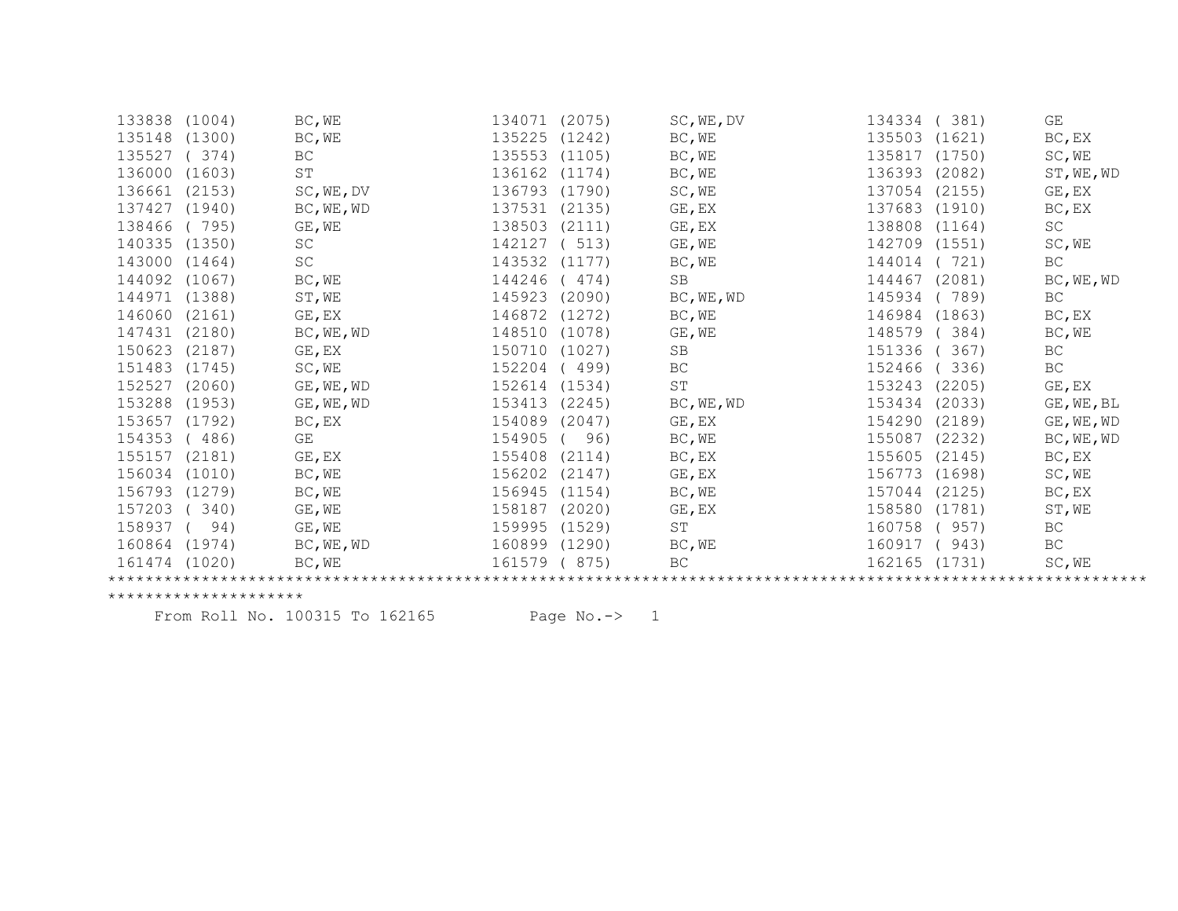| Roll No. | Rank | Category | Roll No. | Rank | Category | Roll No. | Rank | Category |
|---|---|---|---|---|---|---|---|---|
| 133838 | (1004) | BC,WE | 134071 | (2075) | SC,WE,DV | 134334 | ( 381) | GE |
| 135148 | (1300) | BC,WE | 135225 | (1242) | BC,WE | 135503 | (1621) | BC,EX |
| 135527 | ( 374) | BC | 135553 | (1105) | BC,WE | 135817 | (1750) | SC,WE |
| 136000 | (1603) | ST | 136162 | (1174) | BC,WE | 136393 | (2082) | ST,WE,WD |
| 136661 | (2153) | SC,WE,DV | 136793 | (1790) | SC,WE | 137054 | (2155) | GE,EX |
| 137427 | (1940) | BC,WE,WD | 137531 | (2135) | GE,EX | 137683 | (1910) | BC,EX |
| 138466 | ( 795) | GE,WE | 138503 | (2111) | GE,EX | 138808 | (1164) | SC |
| 140335 | (1350) | SC | 142127 | ( 513) | GE,WE | 142709 | (1551) | SC,WE |
| 143000 | (1464) | SC | 143532 | (1177) | BC,WE | 144014 | ( 721) | BC |
| 144092 | (1067) | BC,WE | 144246 | ( 474) | SB | 144467 | (2081) | BC,WE,WD |
| 144971 | (1388) | ST,WE | 145923 | (2090) | BC,WE,WD | 145934 | ( 789) | BC |
| 146060 | (2161) | GE,EX | 146872 | (1272) | BC,WE | 146984 | (1863) | BC,EX |
| 147431 | (2180) | BC,WE,WD | 148510 | (1078) | GE,WE | 148579 | ( 384) | BC,WE |
| 150623 | (2187) | GE,EX | 150710 | (1027) | SB | 151336 | ( 367) | BC |
| 151483 | (1745) | SC,WE | 152204 | ( 499) | BC | 152466 | ( 336) | BC |
| 152527 | (2060) | GE,WE,WD | 152614 | (1534) | ST | 153243 | (2205) | GE,EX |
| 153288 | (1953) | GE,WE,WD | 153413 | (2245) | BC,WE,WD | 153434 | (2033) | GE,WE,BL |
| 153657 | (1792) | BC,EX | 154089 | (2047) | GE,EX | 154290 | (2189) | GE,WE,WD |
| 154353 | ( 486) | GE | 154905 | ( 96) | BC,WE | 155087 | (2232) | BC,WE,WD |
| 155157 | (2181) | GE,EX | 155408 | (2114) | BC,EX | 155605 | (2145) | BC,EX |
| 156034 | (1010) | BC,WE | 156202 | (2147) | GE,EX | 156773 | (1698) | SC,WE |
| 156793 | (1279) | BC,WE | 156945 | (1154) | BC,WE | 157044 | (2125) | BC,EX |
| 157203 | ( 340) | GE,WE | 158187 | (2020) | GE,EX | 158580 | (1781) | ST,WE |
| 158937 | ( 94) | GE,WE | 159995 | (1529) | ST | 160758 | ( 957) | BC |
| 160864 | (1974) | BC,WE,WD | 160899 | (1290) | BC,WE | 160917 | ( 943) | BC |
| 161474 | (1020) | BC,WE | 161579 | ( 875) | BC | 162165 | (1731) | SC,WE |

From Roll No. 100315 To 162165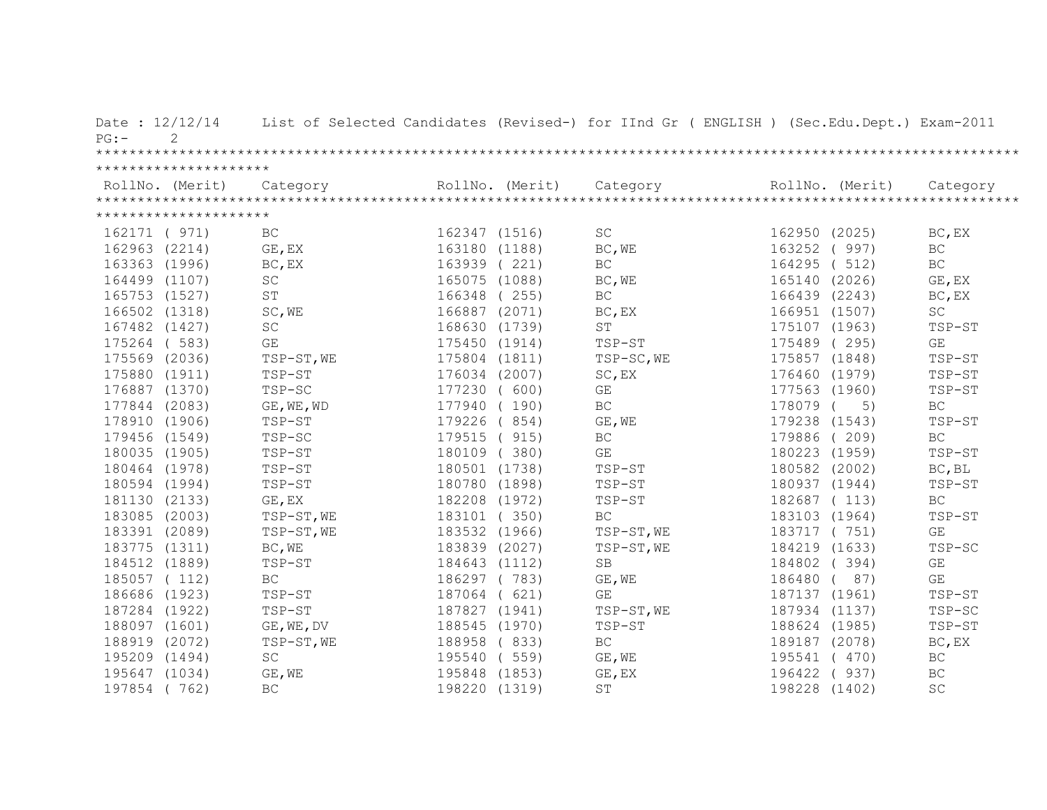Date : 12/12/14 List of Selected Candidates (Revised-) for IInd Gr ( ENGLISH ) (Sec.Edu.Dept.) Exam-2011

PG:- 2

| RollNo. (Merit) | Category | RollNo. (Merit) | Category | RollNo. (Merit) | Category |
|---|---|---|---|---|---|
| 162171 ( 971) | BC | 162347 (1516) | SC | 162950 (2025) | BC,EX |
| 162963 (2214) | GE,EX | 163180 (1188) | BC,WE | 163252 ( 997) | BC |
| 163363 (1996) | BC,EX | 163939 ( 221) | BC | 164295 ( 512) | BC |
| 164499 (1107) | SC | 165075 (1088) | BC,WE | 165140 (2026) | GE,EX |
| 165753 (1527) | ST | 166348 ( 255) | BC | 166439 (2243) | BC,EX |
| 166502 (1318) | SC,WE | 166887 (2071) | BC,EX | 166951 (1507) | SC |
| 167482 (1427) | SC | 168630 (1739) | ST | 175107 (1963) | TSP-ST |
| 175264 ( 583) | GE | 175450 (1914) | TSP-ST | 175489 ( 295) | GE |
| 175569 (2036) | TSP-ST,WE | 175804 (1811) | TSP-SC,WE | 175857 (1848) | TSP-ST |
| 175880 (1911) | TSP-ST | 176034 (2007) | SC,EX | 176460 (1979) | TSP-ST |
| 176887 (1370) | TSP-SC | 177230 ( 600) | GE | 177563 (1960) | TSP-ST |
| 177844 (2083) | GE,WE,WD | 177940 ( 190) | BC | 178079 ( 5) | BC |
| 178910 (1906) | TSP-ST | 179226 ( 854) | GE,WE | 179238 (1543) | TSP-ST |
| 179456 (1549) | TSP-SC | 179515 ( 915) | BC | 179886 ( 209) | BC |
| 180035 (1905) | TSP-ST | 180109 ( 380) | GE | 180223 (1959) | TSP-ST |
| 180464 (1978) | TSP-ST | 180501 (1738) | TSP-ST | 180582 (2002) | BC,BL |
| 180594 (1994) | TSP-ST | 180780 (1898) | TSP-ST | 180937 (1944) | TSP-ST |
| 181130 (2133) | GE,EX | 182208 (1972) | TSP-ST | 182687 ( 113) | BC |
| 183085 (2003) | TSP-ST,WE | 183101 ( 350) | BC | 183103 (1964) | TSP-ST |
| 183391 (2089) | TSP-ST,WE | 183532 (1966) | TSP-ST,WE | 183717 ( 751) | GE |
| 183775 (1311) | BC,WE | 183839 (2027) | TSP-ST,WE | 184219 (1633) | TSP-SC |
| 184512 (1889) | TSP-ST | 184643 (1112) | SB | 184802 ( 394) | GE |
| 185057 ( 112) | BC | 186297 ( 783) | GE,WE | 186480 ( 87) | GE |
| 186686 (1923) | TSP-ST | 187064 ( 621) | GE | 187137 (1961) | TSP-ST |
| 187284 (1922) | TSP-ST | 187827 (1941) | TSP-ST,WE | 187934 (1137) | TSP-SC |
| 188097 (1601) | GE,WE,DV | 188545 (1970) | TSP-ST | 188624 (1985) | TSP-ST |
| 188919 (2072) | TSP-ST,WE | 188958 ( 833) | BC | 189187 (2078) | BC,EX |
| 195209 (1494) | SC | 195540 ( 559) | GE,WE | 195541 ( 470) | BC |
| 195647 (1034) | GE,WE | 195848 (1853) | GE,EX | 196422 ( 937) | BC |
| 197854 ( 762) | BC | 198220 (1319) | ST | 198228 (1402) | SC |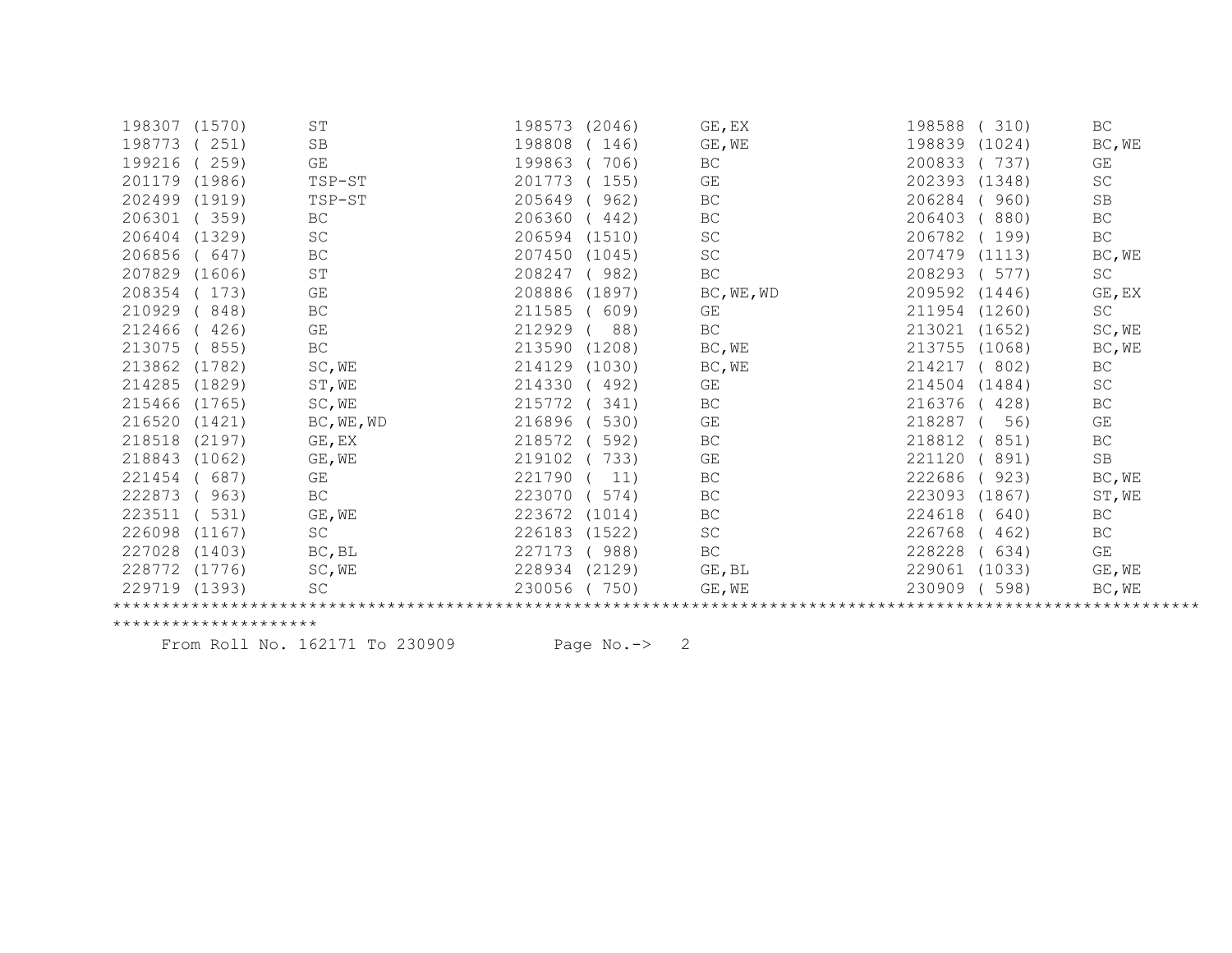| Roll No. | Rank | Category | Roll No. | Rank | Category | Roll No. | Rank | Category |
|---|---|---|---|---|---|---|---|---|
| 198307 | (1570) | ST | 198573 | (2046) | GE,EX | 198588 | ( 310) | BC |
| 198773 | ( 251) | SB | 198808 | ( 146) | GE,WE | 198839 | (1024) | BC,WE |
| 199216 | ( 259) | GE | 199863 | ( 706) | BC | 200833 | ( 737) | GE |
| 201179 | (1986) | TSP-ST | 201773 | ( 155) | GE | 202393 | (1348) | SC |
| 202499 | (1919) | TSP-ST | 205649 | ( 962) | BC | 206284 | ( 960) | SB |
| 206301 | ( 359) | BC | 206360 | ( 442) | BC | 206403 | ( 880) | BC |
| 206404 | (1329) | SC | 206594 | (1510) | SC | 206782 | ( 199) | BC |
| 206856 | ( 647) | BC | 207450 | (1045) | SC | 207479 | (1113) | BC,WE |
| 207829 | (1606) | ST | 208247 | ( 982) | BC | 208293 | ( 577) | SC |
| 208354 | ( 173) | GE | 208886 | (1897) | BC,WE,WD | 209592 | (1446) | GE,EX |
| 210929 | ( 848) | BC | 211585 | ( 609) | GE | 211954 | (1260) | SC |
| 212466 | ( 426) | GE | 212929 | ( 88) | BC | 213021 | (1652) | SC,WE |
| 213075 | ( 855) | BC | 213590 | (1208) | BC,WE | 213755 | (1068) | BC,WE |
| 213862 | (1782) | SC,WE | 214129 | (1030) | BC,WE | 214217 | ( 802) | BC |
| 214285 | (1829) | ST,WE | 214330 | ( 492) | GE | 214504 | (1484) | SC |
| 215466 | (1765) | SC,WE | 215772 | ( 341) | BC | 216376 | ( 428) | BC |
| 216520 | (1421) | BC,WE,WD | 216896 | ( 530) | GE | 218287 | ( 56) | GE |
| 218518 | (2197) | GE,EX | 218572 | ( 592) | BC | 218812 | ( 851) | BC |
| 218843 | (1062) | GE,WE | 219102 | ( 733) | GE | 221120 | ( 891) | SB |
| 221454 | ( 687) | GE | 221790 | ( 11) | BC | 222686 | ( 923) | BC,WE |
| 222873 | ( 963) | BC | 223070 | ( 574) | BC | 223093 | (1867) | ST,WE |
| 223511 | ( 531) | GE,WE | 223672 | (1014) | BC | 224618 | ( 640) | BC |
| 226098 | (1167) | SC | 226183 | (1522) | SC | 226768 | ( 462) | BC |
| 227028 | (1403) | BC,BL | 227173 | ( 988) | BC | 228228 | ( 634) | GE |
| 228772 | (1776) | SC,WE | 228934 | (2129) | GE,BL | 229061 | (1033) | GE,WE |
| 229719 | (1393) | SC | 230056 | ( 750) | GE,WE | 230909 | ( 598) | BC,WE |

From Roll No. 162171 To 230909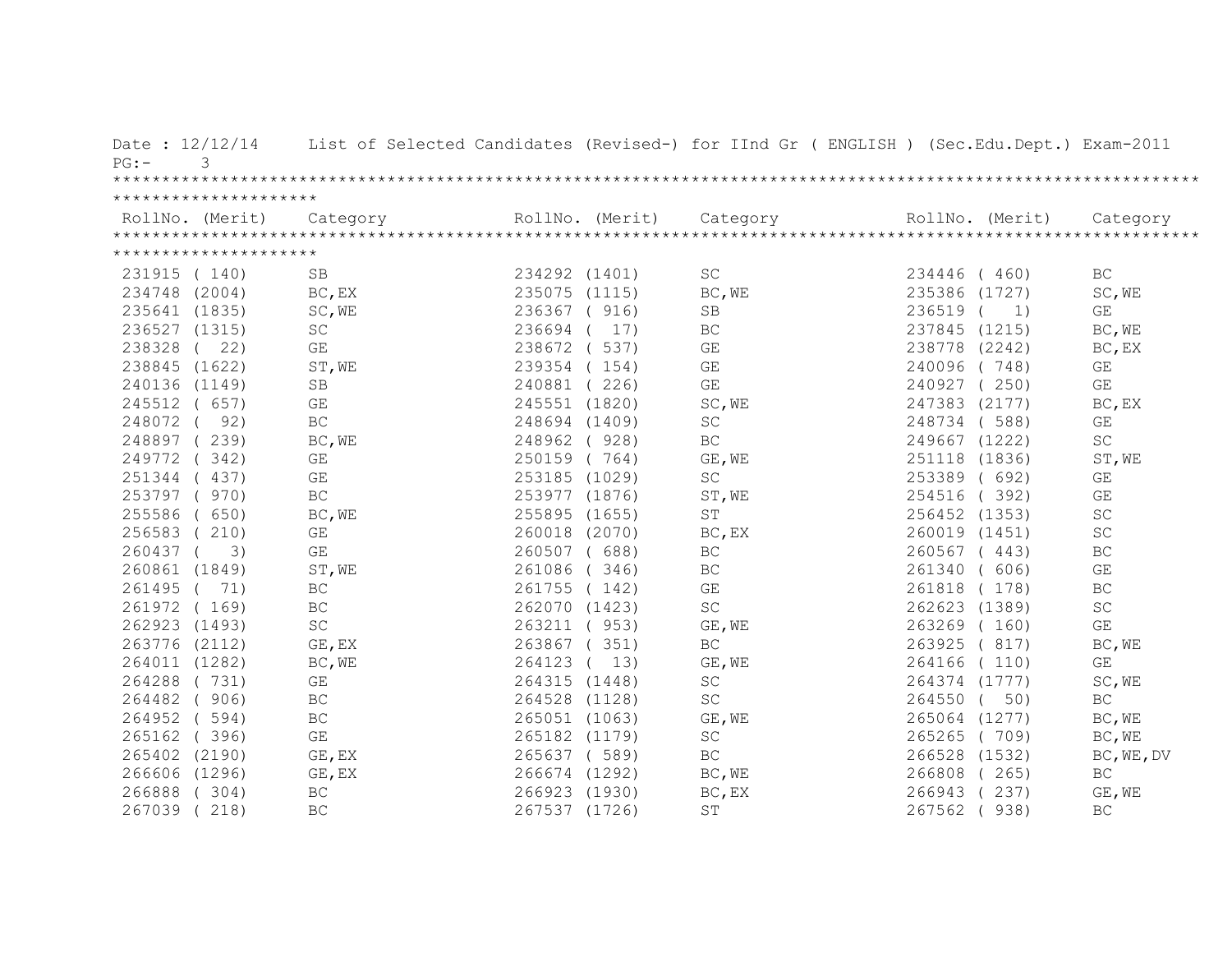Date : 12/12/14 List of Selected Candidates (Revised-) for IInd Gr ( ENGLISH ) (Sec.Edu.Dept.) Exam-2011

PG:- 3

| RollNo. (Merit) | Category | RollNo. (Merit) | Category | RollNo. (Merit) | Category |
|---|---|---|---|---|---|
| 231915 ( 140) | SB | 234292 (1401) | SC | 234446 ( 460) | BC |
| 234748 (2004) | BC,EX | 235075 (1115) | BC,WE | 235386 (1727) | SC,WE |
| 235641 (1835) | SC,WE | 236367 ( 916) | SB | 236519 ( 1) | GE |
| 236527 (1315) | SC | 236694 ( 17) | BC | 237845 (1215) | BC,WE |
| 238328 ( 22) | GE | 238672 ( 537) | GE | 238778 (2242) | BC,EX |
| 238845 (1622) | ST,WE | 239354 ( 154) | GE | 240096 ( 748) | GE |
| 240136 (1149) | SB | 240881 ( 226) | GE | 240927 ( 250) | GE |
| 245512 ( 657) | GE | 245551 (1820) | SC,WE | 247383 (2177) | BC,EX |
| 248072 ( 92) | BC | 248694 (1409) | SC | 248734 ( 588) | GE |
| 248897 ( 239) | BC,WE | 248962 ( 928) | BC | 249667 (1222) | SC |
| 249772 ( 342) | GE | 250159 ( 764) | GE,WE | 251118 (1836) | ST,WE |
| 251344 ( 437) | GE | 253185 (1029) | SC | 253389 ( 692) | GE |
| 253797 ( 970) | BC | 253977 (1876) | ST,WE | 254516 ( 392) | GE |
| 255586 ( 650) | BC,WE | 255895 (1655) | ST | 256452 (1353) | SC |
| 256583 ( 210) | GE | 260018 (2070) | BC,EX | 260019 (1451) | SC |
| 260437 ( 3) | GE | 260507 ( 688) | BC | 260567 ( 443) | BC |
| 260861 (1849) | ST,WE | 261086 ( 346) | BC | 261340 ( 606) | GE |
| 261495 ( 71) | BC | 261755 ( 142) | GE | 261818 ( 178) | BC |
| 261972 ( 169) | BC | 262070 (1423) | SC | 262623 (1389) | SC |
| 262923 (1493) | SC | 263211 ( 953) | GE,WE | 263269 ( 160) | GE |
| 263776 (2112) | GE,EX | 263867 ( 351) | BC | 263925 ( 817) | BC,WE |
| 264011 (1282) | BC,WE | 264123 ( 13) | GE,WE | 264166 ( 110) | GE |
| 264288 ( 731) | GE | 264315 (1448) | SC | 264374 (1777) | SC,WE |
| 264482 ( 906) | BC | 264528 (1128) | SC | 264550 ( 50) | BC |
| 264952 ( 594) | BC | 265051 (1063) | GE,WE | 265064 (1277) | BC,WE |
| 265162 ( 396) | GE | 265182 (1179) | SC | 265265 ( 709) | BC,WE |
| 265402 (2190) | GE,EX | 265637 ( 589) | BC | 266528 (1532) | BC,WE,DV |
| 266606 (1296) | GE,EX | 266674 (1292) | BC,WE | 266808 ( 265) | BC |
| 266888 ( 304) | BC | 266923 (1930) | BC,EX | 266943 ( 237) | GE,WE |
| 267039 ( 218) | BC | 267537 (1726) | ST | 267562 ( 938) | BC |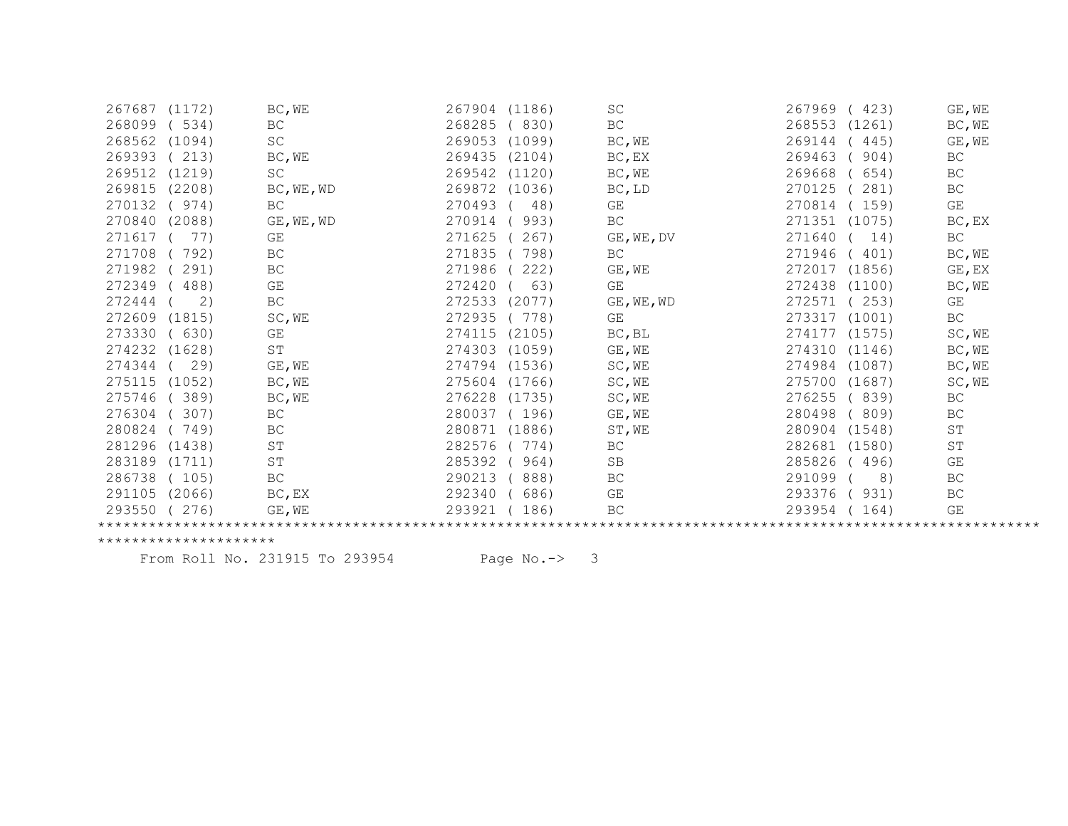```
267687 (1172)     BC,WE           267904 (1186)     SC              267969 ( 423)     GE,WE
268099 ( 534)     BC              268285 ( 830)     BC              268553 (1261)     BC,WE
268562 (1094)     SC              269053 (1099)     BC,WE           269144 ( 445)     GE,WE
269393 ( 213)     BC,WE           269435 (2104)     BC,EX           269463 ( 904)     BC
269512 (1219)     SC              269542 (1120)     BC,WE           269668 ( 654)     BC
269815 (2208)     BC,WE,WD        269872 (1036)     BC,LD           270125 ( 281)     BC
270132 ( 974)     BC              270493 (  48)     GE              270814 ( 159)     GE
270840 (2088)     GE,WE,WD        270914 ( 993)     BC              271351 (1075)     BC,EX
271617 (  77)     GE              271625 ( 267)     GE,WE,DV        271640 (  14)     BC
271708 ( 792)     BC              271835 ( 798)     BC              271946 ( 401)     BC,WE
271982 ( 291)     BC              271986 ( 222)     GE,WE           272017 (1856)     GE,EX
272349 ( 488)     GE              272420 (  63)     GE              272438 (1100)     BC,WE
272444 (   2)     BC              272533 (2077)     GE,WE,WD        272571 ( 253)     GE
272609 (1815)     SC,WE           272935 ( 778)     GE              273317 (1001)     BC
273330 ( 630)     GE              274115 (2105)     BC,BL           274177 (1575)     SC,WE
274232 (1628)     ST              274303 (1059)     GE,WE           274310 (1146)     BC,WE
274344 (  29)     GE,WE           274794 (1536)     SC,WE           274984 (1087)     BC,WE
275115 (1052)     BC,WE           275604 (1766)     SC,WE           275700 (1687)     SC,WE
275746 ( 389)     BC,WE           276228 (1735)     SC,WE           276255 ( 839)     BC
276304 ( 307)     BC              280037 ( 196)     GE,WE           280498 ( 809)     BC
280824 ( 749)     BC              280871 (1886)     ST,WE           280904 (1548)     ST
281296 (1438)     ST              282576 ( 774)     BC              282681 (1580)     ST
283189 (1711)     ST              285392 ( 964)     SB              285826 ( 496)     GE
286738 ( 105)     BC              290213 ( 888)     BC              291099 (   8)     BC
291105 (2066)     BC,EX           292340 ( 686)     GE              293376 ( 931)     BC
293550 ( 276)     GE,WE           293921 ( 186)     BC              293954 ( 164)     GE
```

*******************************************************************************************************************************

From Roll No. 231915 To 293954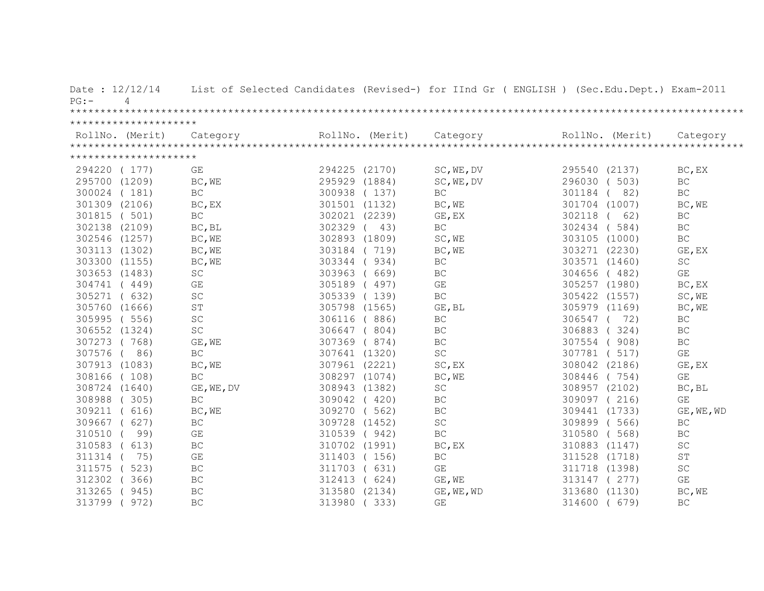Date : 12/12/14 List of Selected Candidates (Revised-) for IInd Gr ( ENGLISH ) (Sec.Edu.Dept.) Exam-2011

PG:- 4

| RollNo. (Merit) | Category | RollNo. (Merit) | Category | RollNo. (Merit) | Category |
|---|---|---|---|---|---|
| 294220 ( 177) | GE | 294225 (2170) | SC,WE,DV | 295540 (2137) | BC,EX |
| 295700 (1209) | BC,WE | 295929 (1884) | SC,WE,DV | 296030 ( 503) | BC |
| 300024 ( 181) | BC | 300938 ( 137) | BC | 301184 ( 82) | BC |
| 301309 (2106) | BC,EX | 301501 (1132) | BC,WE | 301704 (1007) | BC,WE |
| 301815 ( 501) | BC | 302021 (2239) | GE,EX | 302118 ( 62) | BC |
| 302138 (2109) | BC,BL | 302329 ( 43) | BC | 302434 ( 584) | BC |
| 302546 (1257) | BC,WE | 302893 (1809) | SC,WE | 303105 (1000) | BC |
| 303113 (1302) | BC,WE | 303184 ( 719) | BC,WE | 303271 (2230) | GE,EX |
| 303300 (1155) | BC,WE | 303344 ( 934) | BC | 303571 (1460) | SC |
| 303653 (1483) | SC | 303963 ( 669) | BC | 304656 ( 482) | GE |
| 304741 ( 449) | GE | 305189 ( 497) | GE | 305257 (1980) | BC,EX |
| 305271 ( 632) | SC | 305339 ( 139) | BC | 305422 (1557) | SC,WE |
| 305760 (1666) | ST | 305798 (1565) | GE,BL | 305979 (1169) | BC,WE |
| 305995 ( 556) | SC | 306116 ( 886) | BC | 306547 ( 72) | BC |
| 306552 (1324) | SC | 306647 ( 804) | BC | 306883 ( 324) | BC |
| 307273 ( 768) | GE,WE | 307369 ( 874) | BC | 307554 ( 908) | BC |
| 307576 ( 86) | BC | 307641 (1320) | SC | 307781 ( 517) | GE |
| 307913 (1083) | BC,WE | 307961 (2221) | SC,EX | 308042 (2186) | GE,EX |
| 308166 ( 108) | BC | 308297 (1074) | BC,WE | 308446 ( 754) | GE |
| 308724 (1640) | GE,WE,DV | 308943 (1382) | SC | 308957 (2102) | BC,BL |
| 308988 ( 305) | BC | 309042 ( 420) | BC | 309097 ( 216) | GE |
| 309211 ( 616) | BC,WE | 309270 ( 562) | BC | 309441 (1733) | GE,WE,WD |
| 309667 ( 627) | BC | 309728 (1452) | SC | 309899 ( 566) | BC |
| 310510 ( 99) | GE | 310539 ( 942) | BC | 310580 ( 568) | BC |
| 310583 ( 613) | BC | 310702 (1991) | BC,EX | 310883 (1147) | SC |
| 311314 ( 75) | GE | 311403 ( 156) | BC | 311528 (1718) | ST |
| 311575 ( 523) | BC | 311703 ( 631) | GE | 311718 (1398) | SC |
| 312302 ( 366) | BC | 312413 ( 624) | GE,WE | 313147 ( 277) | GE |
| 313265 ( 945) | BC | 313580 (2134) | GE,WE,WD | 313680 (1130) | BC,WE |
| 313799 ( 972) | BC | 313980 ( 333) | GE | 314600 ( 679) | BC |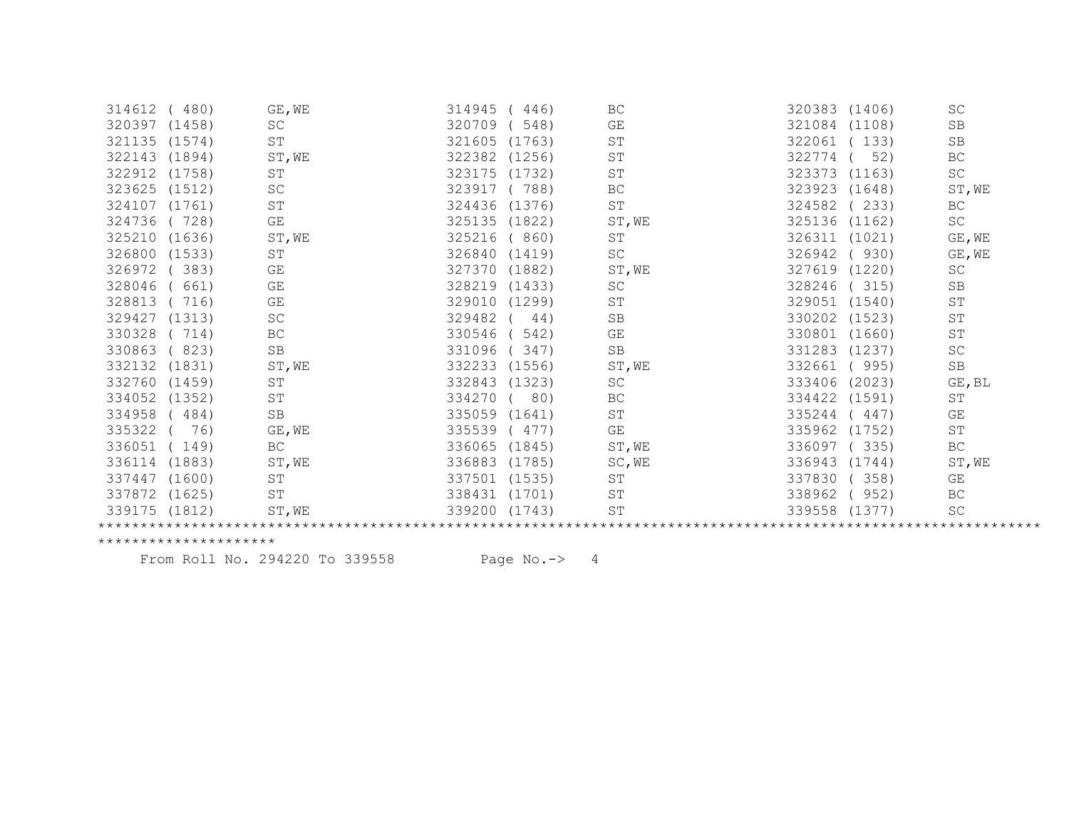| | | | | | | | | |
|---|---|---|---|---|---|---|---|---|
| 314612 | ( 480) | GE,WE | 314945 | ( 446) | BC | 320383 | (1406) | SC |
| 320397 | (1458) | SC | 320709 | ( 548) | GE | 321084 | (1108) | SB |
| 321135 | (1574) | ST | 321605 | (1763) | ST | 322061 | ( 133) | SB |
| 322143 | (1894) | ST,WE | 322382 | (1256) | ST | 322774 | ( 52) | BC |
| 322912 | (1758) | ST | 323175 | (1732) | ST | 323373 | (1163) | SC |
| 323625 | (1512) | SC | 323917 | ( 788) | BC | 323923 | (1648) | ST,WE |
| 324107 | (1761) | ST | 324436 | (1376) | ST | 324582 | ( 233) | BC |
| 324736 | ( 728) | GE | 325135 | (1822) | ST,WE | 325136 | (1162) | SC |
| 325210 | (1636) | ST,WE | 325216 | ( 860) | ST | 326311 | (1021) | GE,WE |
| 326800 | (1533) | ST | 326840 | (1419) | SC | 326942 | ( 930) | GE,WE |
| 326972 | ( 383) | GE | 327370 | (1882) | ST,WE | 327619 | (1220) | SC |
| 328046 | ( 661) | GE | 328219 | (1433) | SC | 328246 | ( 315) | SB |
| 328813 | ( 716) | GE | 329010 | (1299) | ST | 329051 | (1540) | ST |
| 329427 | (1313) | SC | 329482 | ( 44) | SB | 330202 | (1523) | ST |
| 330328 | ( 714) | BC | 330546 | ( 542) | GE | 330801 | (1660) | ST |
| 330863 | ( 823) | SB | 331096 | ( 347) | SB | 331283 | (1237) | SC |
| 332132 | (1831) | ST,WE | 332233 | (1556) | ST,WE | 332661 | ( 995) | SB |
| 332760 | (1459) | ST | 332843 | (1323) | SC | 333406 | (2023) | GE,BL |
| 334052 | (1352) | ST | 334270 | ( 80) | BC | 334422 | (1591) | ST |
| 334958 | ( 484) | SB | 335059 | (1641) | ST | 335244 | ( 447) | GE |
| 335322 | ( 76) | GE,WE | 335539 | ( 477) | GE | 335962 | (1752) | ST |
| 336051 | ( 149) | BC | 336065 | (1845) | ST,WE | 336097 | ( 335) | BC |
| 336114 | (1883) | ST,WE | 336883 | (1785) | SC,WE | 336943 | (1744) | ST,WE |
| 337447 | (1600) | ST | 337501 | (1535) | ST | 337830 | ( 358) | GE |
| 337872 | (1625) | ST | 338431 | (1701) | ST | 338962 | ( 952) | BC |
| 339175 | (1812) | ST,WE | 339200 | (1743) | ST | 339558 | (1377) | SC |

From Roll No. 294220 To 339558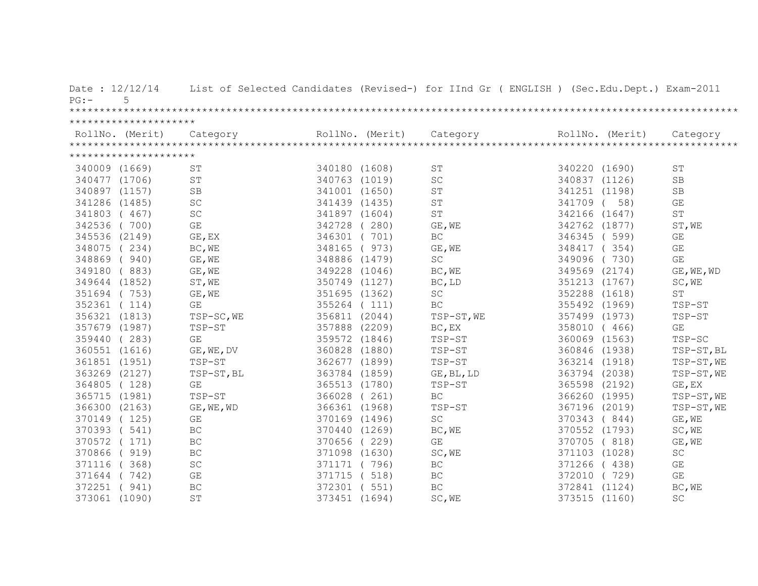Date : 12/12/14 List of Selected Candidates (Revised-) for IInd Gr ( ENGLISH ) (Sec.Edu.Dept.) Exam-2011

PG:- 5

| RollNo. (Merit) | Category | RollNo. (Merit) | Category | RollNo. (Merit) | Category |
|---|---|---|---|---|---|
| 340009 (1669) | ST | 340180 (1608) | ST | 340220 (1690) | ST |
| 340477 (1706) | ST | 340763 (1019) | SC | 340837 (1126) | SB |
| 340897 (1157) | SB | 341001 (1650) | ST | 341251 (1198) | SB |
| 341286 (1485) | SC | 341439 (1435) | ST | 341709 ( 58) | GE |
| 341803 ( 467) | SC | 341897 (1604) | ST | 342166 (1647) | ST |
| 342536 ( 700) | GE | 342728 ( 280) | GE,WE | 342762 (1877) | ST,WE |
| 345536 (2149) | GE,EX | 346301 ( 701) | BC | 346345 ( 599) | GE |
| 348075 ( 234) | BC,WE | 348165 ( 973) | GE,WE | 348417 ( 354) | GE |
| 348869 ( 940) | GE,WE | 348886 (1479) | SC | 349096 ( 730) | GE |
| 349180 ( 883) | GE,WE | 349228 (1046) | BC,WE | 349569 (2174) | GE,WE,WD |
| 349644 (1852) | ST,WE | 350749 (1127) | BC,LD | 351213 (1767) | SC,WE |
| 351694 ( 753) | GE,WE | 351695 (1362) | SC | 352288 (1618) | ST |
| 352361 ( 114) | GE | 355264 ( 111) | BC | 355492 (1969) | TSP-ST |
| 356321 (1813) | TSP-SC,WE | 356811 (2044) | TSP-ST,WE | 357499 (1973) | TSP-ST |
| 357679 (1987) | TSP-ST | 357888 (2209) | BC,EX | 358010 ( 466) | GE |
| 359440 ( 283) | GE | 359572 (1846) | TSP-ST | 360069 (1563) | TSP-SC |
| 360551 (1616) | GE,WE,DV | 360828 (1880) | TSP-ST | 360846 (1938) | TSP-ST,BL |
| 361851 (1951) | TSP-ST | 362677 (1899) | TSP-ST | 363214 (1918) | TSP-ST,WE |
| 363269 (2127) | TSP-ST,BL | 363784 (1859) | GE,BL,LD | 363794 (2038) | TSP-ST,WE |
| 364805 ( 128) | GE | 365513 (1780) | TSP-ST | 365598 (2192) | GE,EX |
| 365715 (1981) | TSP-ST | 366028 ( 261) | BC | 366260 (1995) | TSP-ST,WE |
| 366300 (2163) | GE,WE,WD | 366361 (1968) | TSP-ST | 367196 (2019) | TSP-ST,WE |
| 370149 ( 125) | GE | 370169 (1496) | SC | 370343 ( 844) | GE,WE |
| 370393 ( 541) | BC | 370440 (1269) | BC,WE | 370552 (1793) | SC,WE |
| 370572 ( 171) | BC | 370656 ( 229) | GE | 370705 ( 818) | GE,WE |
| 370866 ( 919) | BC | 371098 (1630) | SC,WE | 371103 (1028) | SC |
| 371116 ( 368) | SC | 371171 ( 796) | BC | 371266 ( 438) | GE |
| 371644 ( 742) | GE | 371715 ( 518) | BC | 372010 ( 729) | GE |
| 372251 ( 941) | BC | 372301 ( 551) | BC | 372841 (1124) | BC,WE |
| 373061 (1090) | ST | 373451 (1694) | SC,WE | 373515 (1160) | SC |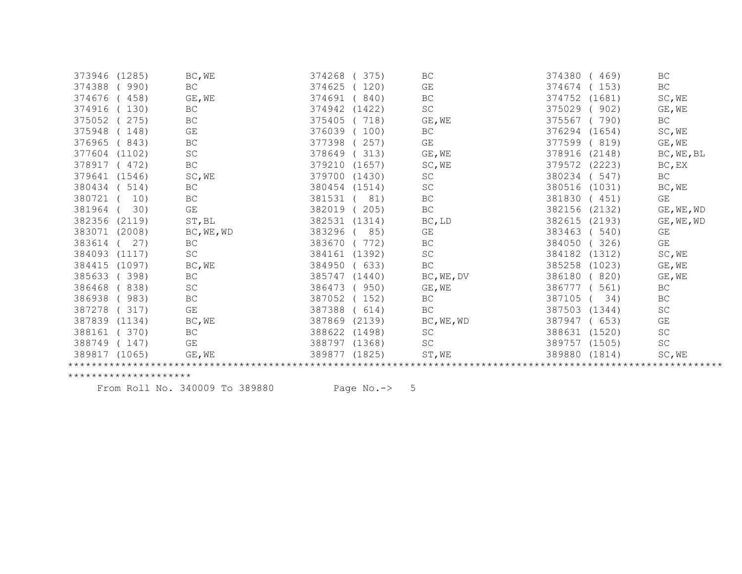| Roll No. (Rank) | Category | Roll No. (Rank) | Category | Roll No. (Rank) | Category |
|---|---|---|---|---|---|
| 373946 (1285) | BC,WE | 374268 ( 375) | BC | 374380 ( 469) | BC |
| 374388 ( 990) | BC | 374625 ( 120) | GE | 374674 ( 153) | BC |
| 374676 ( 458) | GE,WE | 374691 ( 840) | BC | 374752 (1681) | SC,WE |
| 374916 ( 130) | BC | 374942 (1422) | SC | 375029 ( 902) | GE,WE |
| 375052 ( 275) | BC | 375405 ( 718) | GE,WE | 375567 ( 790) | BC |
| 375948 ( 148) | GE | 376039 ( 100) | BC | 376294 (1654) | SC,WE |
| 376965 ( 843) | BC | 377398 ( 257) | GE | 377599 ( 819) | GE,WE |
| 377604 (1102) | SC | 378649 ( 313) | GE,WE | 378916 (2148) | BC,WE,BL |
| 378917 ( 472) | BC | 379210 (1657) | SC,WE | 379572 (2223) | BC,EX |
| 379641 (1546) | SC,WE | 379700 (1430) | SC | 380234 ( 547) | BC |
| 380434 ( 514) | BC | 380454 (1514) | SC | 380516 (1031) | BC,WE |
| 380721 ( 10) | BC | 381531 ( 81) | BC | 381830 ( 451) | GE |
| 381964 ( 30) | GE | 382019 ( 205) | BC | 382156 (2132) | GE,WE,WD |
| 382356 (2119) | ST,BL | 382531 (1314) | BC,LD | 382615 (2193) | GE,WE,WD |
| 383071 (2008) | BC,WE,WD | 383296 ( 85) | GE | 383463 ( 540) | GE |
| 383614 ( 27) | BC | 383670 ( 772) | BC | 384050 ( 326) | GE |
| 384093 (1117) | SC | 384161 (1392) | SC | 384182 (1312) | SC,WE |
| 384415 (1097) | BC,WE | 384950 ( 633) | BC | 385258 (1023) | GE,WE |
| 385633 ( 398) | BC | 385747 (1440) | BC,WE,DV | 386180 ( 820) | GE,WE |
| 386468 ( 838) | SC | 386473 ( 950) | GE,WE | 386777 ( 561) | BC |
| 386938 ( 983) | BC | 387052 ( 152) | BC | 387105 ( 34) | BC |
| 387278 ( 317) | GE | 387388 ( 614) | BC | 387503 (1344) | SC |
| 387839 (1134) | BC,WE | 387869 (2139) | BC,WE,WD | 387947 ( 653) | GE |
| 388161 ( 370) | BC | 388622 (1498) | SC | 388631 (1520) | SC |
| 388749 ( 147) | GE | 388797 (1368) | SC | 389757 (1505) | SC |
| 389817 (1065) | GE,WE | 389877 (1825) | ST,WE | 389880 (1814) | SC,WE |

*****************************************************************************************************************************

From Roll No. 340009 To 389880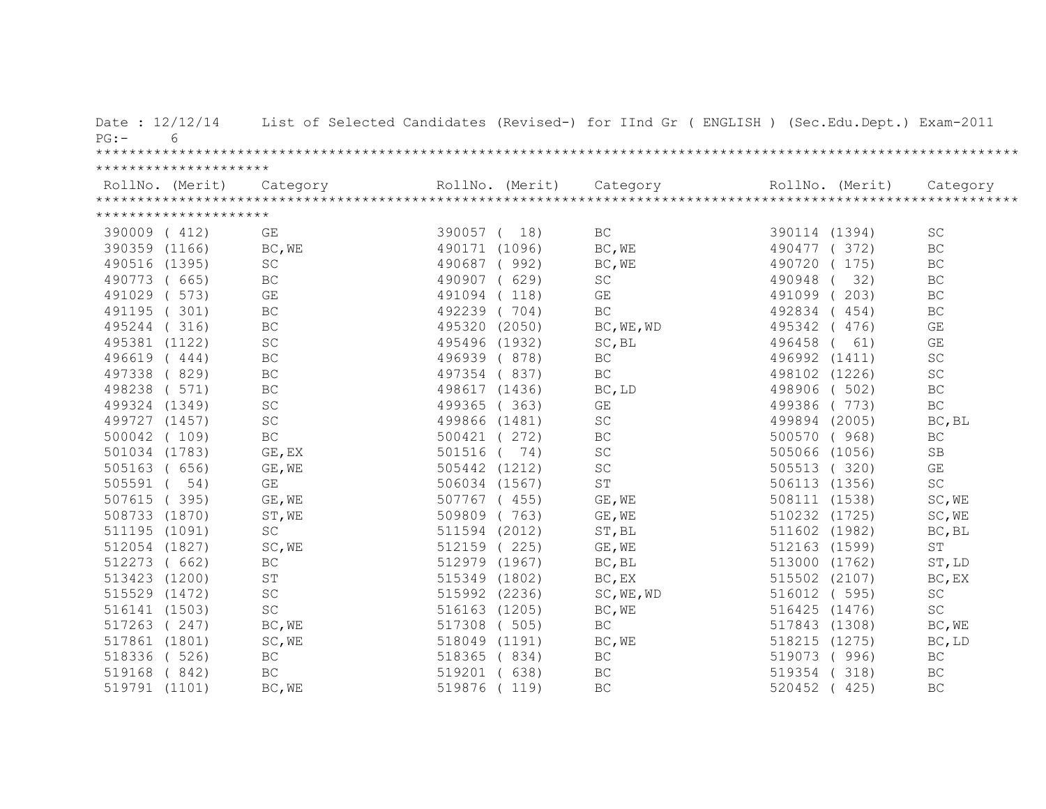Date : 12/12/14 List of Selected Candidates (Revised-) for IInd Gr ( ENGLISH ) (Sec.Edu.Dept.) Exam-2011

PG:- 6

| RollNo. (Merit) | Category | RollNo. (Merit) | Category | RollNo. (Merit) | Category |
|---|---|---|---|---|---|
| 390009 ( 412) | GE | 390057 ( 18) | BC | 390114 (1394) | SC |
| 390359 (1166) | BC,WE | 490171 (1096) | BC,WE | 490477 ( 372) | BC |
| 490516 (1395) | SC | 490687 ( 992) | BC,WE | 490720 ( 175) | BC |
| 490773 ( 665) | BC | 490907 ( 629) | SC | 490948 ( 32) | BC |
| 491029 ( 573) | GE | 491094 ( 118) | GE | 491099 ( 203) | BC |
| 491195 ( 301) | BC | 492239 ( 704) | BC | 492834 ( 454) | BC |
| 495244 ( 316) | BC | 495320 (2050) | BC,WE,WD | 495342 ( 476) | GE |
| 495381 (1122) | SC | 495496 (1932) | SC,BL | 496458 ( 61) | GE |
| 496619 ( 444) | BC | 496939 ( 878) | BC | 496992 (1411) | SC |
| 497338 ( 829) | BC | 497354 ( 837) | BC | 498102 (1226) | SC |
| 498238 ( 571) | BC | 498617 (1436) | BC,LD | 498906 ( 502) | BC |
| 499324 (1349) | SC | 499365 ( 363) | GE | 499386 ( 773) | BC |
| 499727 (1457) | SC | 499866 (1481) | SC | 499894 (2005) | BC,BL |
| 500042 ( 109) | BC | 500421 ( 272) | BC | 500570 ( 968) | BC |
| 501034 (1783) | GE,EX | 501516 ( 74) | SC | 505066 (1056) | SB |
| 505163 ( 656) | GE,WE | 505442 (1212) | SC | 505513 ( 320) | GE |
| 505591 ( 54) | GE | 506034 (1567) | ST | 506113 (1356) | SC |
| 507615 ( 395) | GE,WE | 507767 ( 455) | GE,WE | 508111 (1538) | SC,WE |
| 508733 (1870) | ST,WE | 509809 ( 763) | GE,WE | 510232 (1725) | SC,WE |
| 511195 (1091) | SC | 511594 (2012) | ST,BL | 511602 (1982) | BC,BL |
| 512054 (1827) | SC,WE | 512159 ( 225) | GE,WE | 512163 (1599) | ST |
| 512273 ( 662) | BC | 512979 (1967) | BC,BL | 513000 (1762) | ST,LD |
| 513423 (1200) | ST | 515349 (1802) | BC,EX | 515502 (2107) | BC,EX |
| 515529 (1472) | SC | 515992 (2236) | SC,WE,WD | 516012 ( 595) | SC |
| 516141 (1503) | SC | 516163 (1205) | BC,WE | 516425 (1476) | SC |
| 517263 ( 247) | BC,WE | 517308 ( 505) | BC | 517843 (1308) | BC,WE |
| 517861 (1801) | SC,WE | 518049 (1191) | BC,WE | 518215 (1275) | BC,LD |
| 518336 ( 526) | BC | 518365 ( 834) | BC | 519073 ( 996) | BC |
| 519168 ( 842) | BC | 519201 ( 638) | BC | 519354 ( 318) | BC |
| 519791 (1101) | BC,WE | 519876 ( 119) | BC | 520452 ( 425) | BC |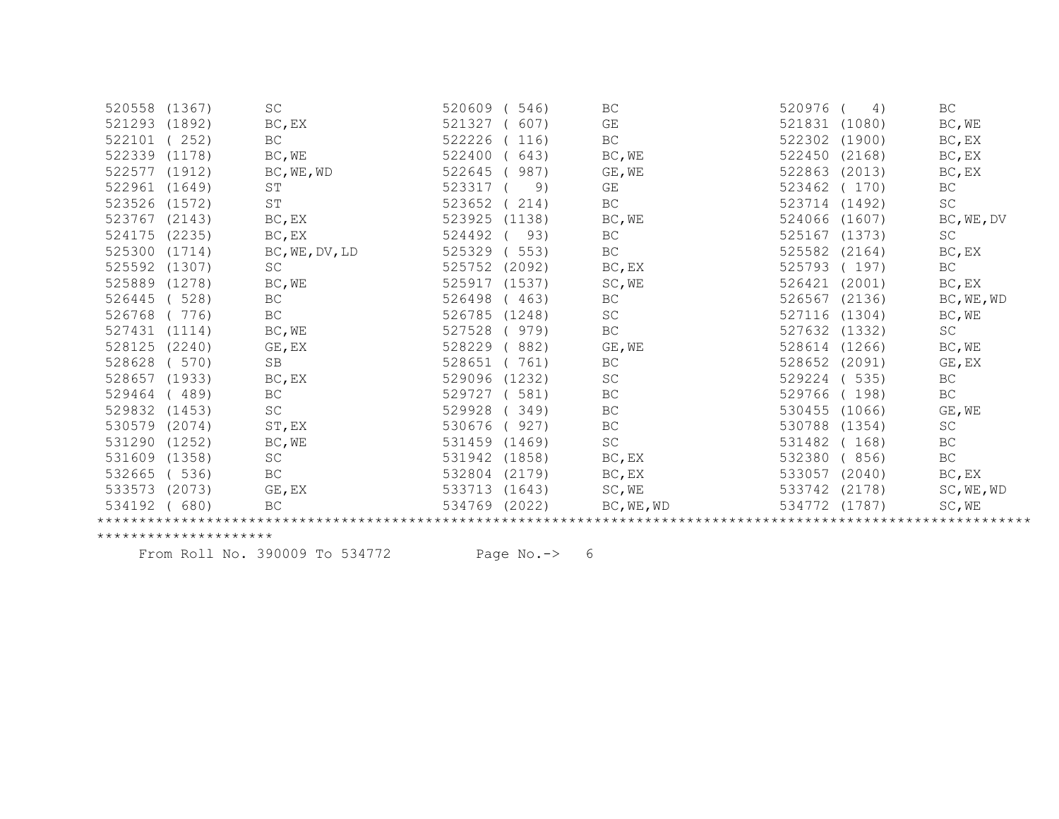| | | | | | |
|---|---|---|---|---|---|
| 520558 (1367) | SC | 520609 ( 546) | BC | 520976 ( 4) | BC |
| 521293 (1892) | BC,EX | 521327 ( 607) | GE | 521831 (1080) | BC,WE |
| 522101 ( 252) | BC | 522226 ( 116) | BC | 522302 (1900) | BC,EX |
| 522339 (1178) | BC,WE | 522400 ( 643) | BC,WE | 522450 (2168) | BC,EX |
| 522577 (1912) | BC,WE,WD | 522645 ( 987) | GE,WE | 522863 (2013) | BC,EX |
| 522961 (1649) | ST | 523317 ( 9) | GE | 523462 ( 170) | BC |
| 523526 (1572) | ST | 523652 ( 214) | BC | 523714 (1492) | SC |
| 523767 (2143) | BC,EX | 523925 (1138) | BC,WE | 524066 (1607) | BC,WE,DV |
| 524175 (2235) | BC,EX | 524492 ( 93) | BC | 525167 (1373) | SC |
| 525300 (1714) | BC,WE,DV,LD | 525329 ( 553) | BC | 525582 (2164) | BC,EX |
| 525592 (1307) | SC | 525752 (2092) | BC,EX | 525793 ( 197) | BC |
| 525889 (1278) | BC,WE | 525917 (1537) | SC,WE | 526421 (2001) | BC,EX |
| 526445 ( 528) | BC | 526498 ( 463) | BC | 526567 (2136) | BC,WE,WD |
| 526768 ( 776) | BC | 526785 (1248) | SC | 527116 (1304) | BC,WE |
| 527431 (1114) | BC,WE | 527528 ( 979) | BC | 527632 (1332) | SC |
| 528125 (2240) | GE,EX | 528229 ( 882) | GE,WE | 528614 (1266) | BC,WE |
| 528628 ( 570) | SB | 528651 ( 761) | BC | 528652 (2091) | GE,EX |
| 528657 (1933) | BC,EX | 529096 (1232) | SC | 529224 ( 535) | BC |
| 529464 ( 489) | BC | 529727 ( 581) | BC | 529766 ( 198) | BC |
| 529832 (1453) | SC | 529928 ( 349) | BC | 530455 (1066) | GE,WE |
| 530579 (2074) | ST,EX | 530676 ( 927) | BC | 530788 (1354) | SC |
| 531290 (1252) | BC,WE | 531459 (1469) | SC | 531482 ( 168) | BC |
| 531609 (1358) | SC | 531942 (1858) | BC,EX | 532380 ( 856) | BC |
| 532665 ( 536) | BC | 532804 (2179) | BC,EX | 533057 (2040) | BC,EX |
| 533573 (2073) | GE,EX | 533713 (1643) | SC,WE | 533742 (2178) | SC,WE,WD |
| 534192 ( 680) | BC | 534769 (2022) | BC,WE,WD | 534772 (1787) | SC,WE |

From Roll No. 390009 To 534772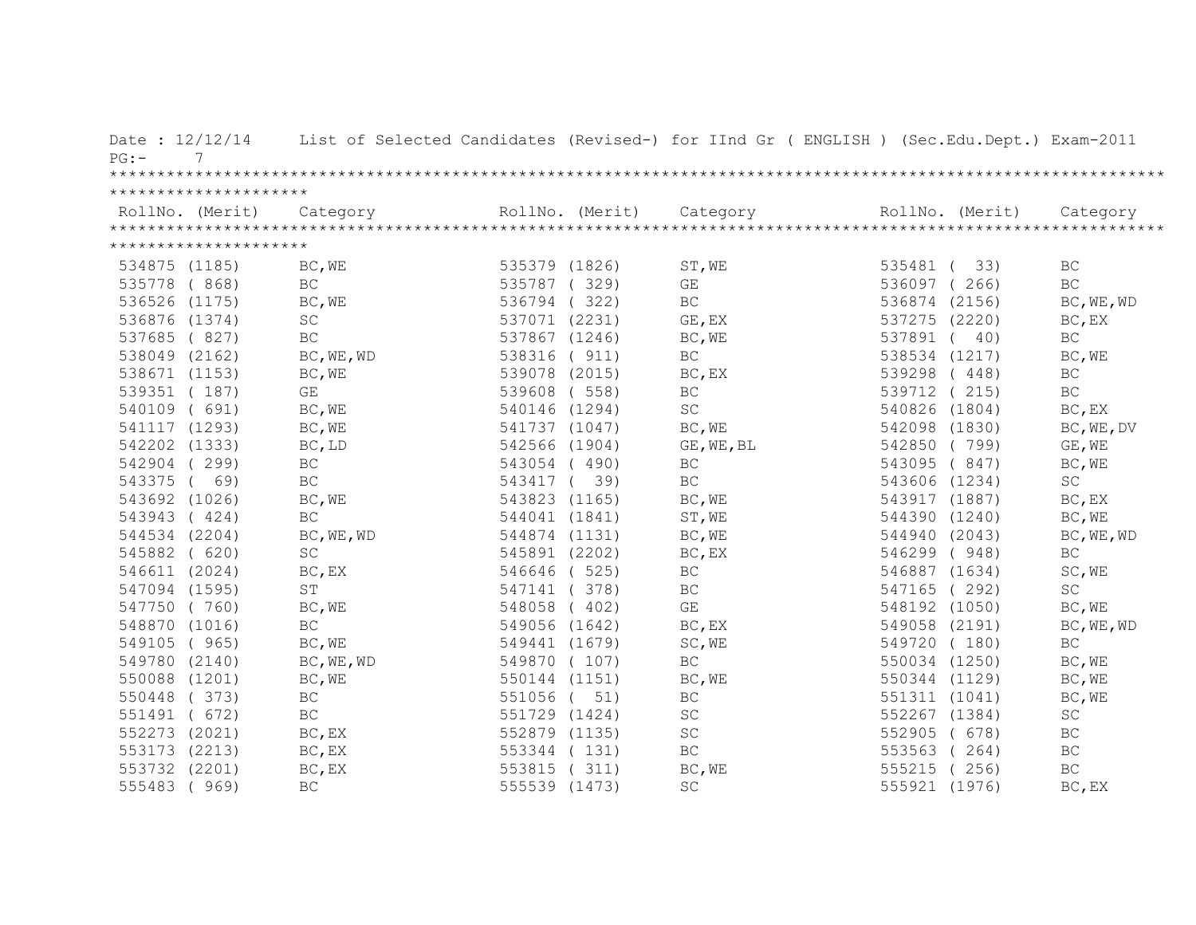Date : 12/12/14 List of Selected Candidates (Revised-) for IInd Gr ( ENGLISH ) (Sec.Edu.Dept.) Exam-2011

| RollNo. (Merit) | Category | RollNo. (Merit) | Category | RollNo. (Merit) | Category |
|---|---|---|---|---|---|
| 534875 (1185) | BC,WE | 535379 (1826) | ST,WE | 535481 ( 33) | BC |
| 535778 ( 868) | BC | 535787 ( 329) | GE | 536097 ( 266) | BC |
| 536526 (1175) | BC,WE | 536794 ( 322) | BC | 536874 (2156) | BC,WE,WD |
| 536876 (1374) | SC | 537071 (2231) | GE,EX | 537275 (2220) | BC,EX |
| 537685 ( 827) | BC | 537867 (1246) | BC,WE | 537891 ( 40) | BC |
| 538049 (2162) | BC,WE,WD | 538316 ( 911) | BC | 538534 (1217) | BC,WE |
| 538671 (1153) | BC,WE | 539078 (2015) | BC,EX | 539298 ( 448) | BC |
| 539351 ( 187) | GE | 539608 ( 558) | BC | 539712 ( 215) | BC |
| 540109 ( 691) | BC,WE | 540146 (1294) | SC | 540826 (1804) | BC,EX |
| 541117 (1293) | BC,WE | 541737 (1047) | BC,WE | 542098 (1830) | BC,WE,DV |
| 542202 (1333) | BC,LD | 542566 (1904) | GE,WE,BL | 542850 ( 799) | GE,WE |
| 542904 ( 299) | BC | 543054 ( 490) | BC | 543095 ( 847) | BC,WE |
| 543375 ( 69) | BC | 543417 ( 39) | BC | 543606 (1234) | SC |
| 543692 (1026) | BC,WE | 543823 (1165) | BC,WE | 543917 (1887) | BC,EX |
| 543943 ( 424) | BC | 544041 (1841) | ST,WE | 544390 (1240) | BC,WE |
| 544534 (2204) | BC,WE,WD | 544874 (1131) | BC,WE | 544940 (2043) | BC,WE,WD |
| 545882 ( 620) | SC | 545891 (2202) | BC,EX | 546299 ( 948) | BC |
| 546611 (2024) | BC,EX | 546646 ( 525) | BC | 546887 (1634) | SC,WE |
| 547094 (1595) | ST | 547141 ( 378) | BC | 547165 ( 292) | SC |
| 547750 ( 760) | BC,WE | 548058 ( 402) | GE | 548192 (1050) | BC,WE |
| 548870 (1016) | BC | 549056 (1642) | BC,EX | 549058 (2191) | BC,WE,WD |
| 549105 ( 965) | BC,WE | 549441 (1679) | SC,WE | 549720 ( 180) | BC |
| 549780 (2140) | BC,WE,WD | 549870 ( 107) | BC | 550034 (1250) | BC,WE |
| 550088 (1201) | BC,WE | 550144 (1151) | BC,WE | 550344 (1129) | BC,WE |
| 550448 ( 373) | BC | 551056 ( 51) | BC | 551311 (1041) | BC,WE |
| 551491 ( 672) | BC | 551729 (1424) | SC | 552267 (1384) | SC |
| 552273 (2021) | BC,EX | 552879 (1135) | SC | 552905 ( 678) | BC |
| 553173 (2213) | BC,EX | 553344 ( 131) | BC | 553563 ( 264) | BC |
| 553732 (2201) | BC,EX | 553815 ( 311) | BC,WE | 555215 ( 256) | BC |
| 555483 ( 969) | BC | 555539 (1473) | SC | 555921 (1976) | BC,EX |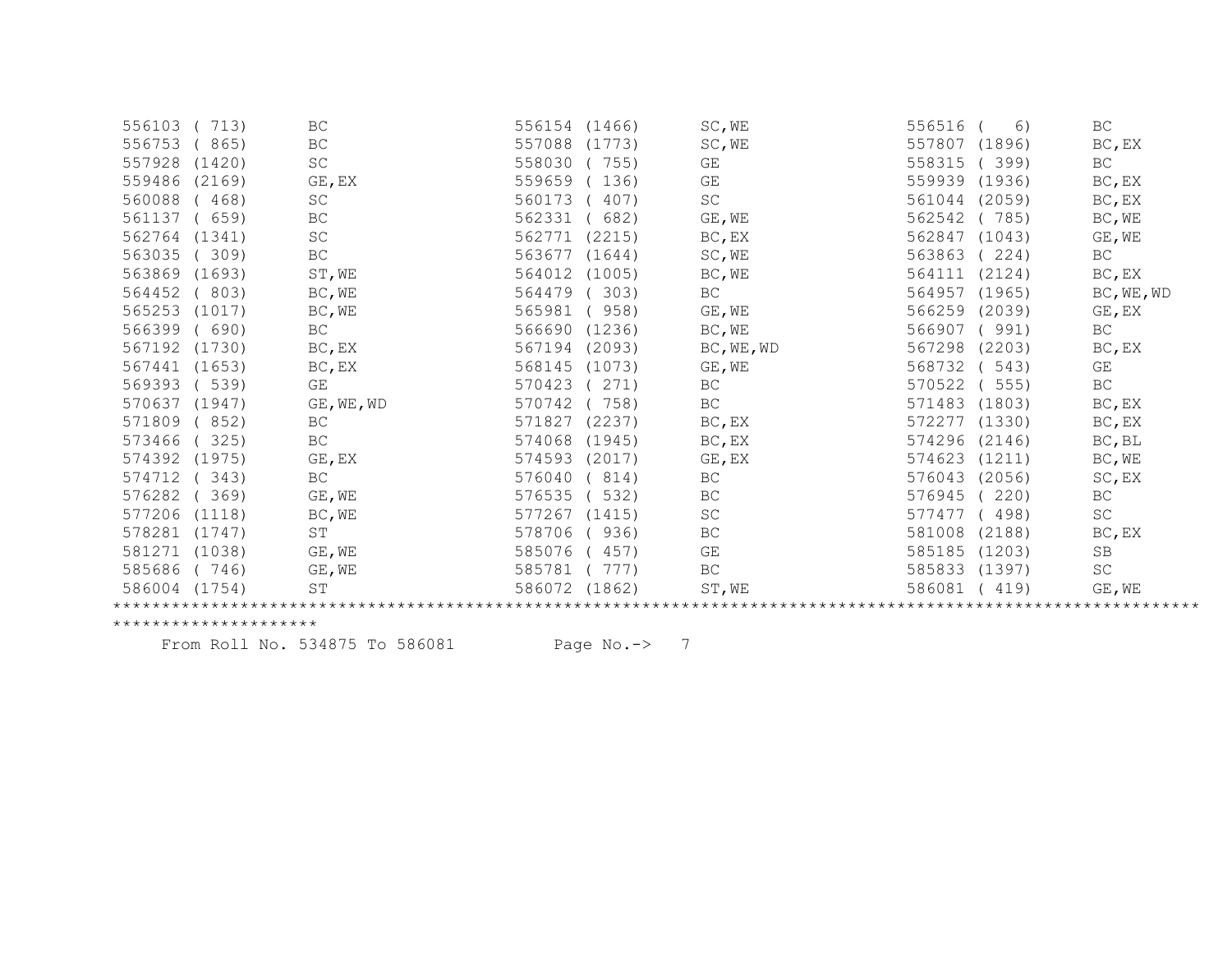| | | | | | |
|---|---|---|---|---|---|
| 556103 ( 713) | BC | 556154 (1466) | SC,WE | 556516 (   6) | BC |
| 556753 ( 865) | BC | 557088 (1773) | SC,WE | 557807 (1896) | BC,EX |
| 557928 (1420) | SC | 558030 ( 755) | GE | 558315 ( 399) | BC |
| 559486 (2169) | GE,EX | 559659 ( 136) | GE | 559939 (1936) | BC,EX |
| 560088 ( 468) | SC | 560173 ( 407) | SC | 561044 (2059) | BC,EX |
| 561137 ( 659) | BC | 562331 ( 682) | GE,WE | 562542 ( 785) | BC,WE |
| 562764 (1341) | SC | 562771 (2215) | BC,EX | 562847 (1043) | GE,WE |
| 563035 ( 309) | BC | 563677 (1644) | SC,WE | 563863 ( 224) | BC |
| 563869 (1693) | ST,WE | 564012 (1005) | BC,WE | 564111 (2124) | BC,EX |
| 564452 ( 803) | BC,WE | 564479 ( 303) | BC | 564957 (1965) | BC,WE,WD |
| 565253 (1017) | BC,WE | 565981 ( 958) | GE,WE | 566259 (2039) | GE,EX |
| 566399 ( 690) | BC | 566690 (1236) | BC,WE | 566907 ( 991) | BC |
| 567192 (1730) | BC,EX | 567194 (2093) | BC,WE,WD | 567298 (2203) | BC,EX |
| 567441 (1653) | BC,EX | 568145 (1073) | GE,WE | 568732 ( 543) | GE |
| 569393 ( 539) | GE | 570423 ( 271) | BC | 570522 ( 555) | BC |
| 570637 (1947) | GE,WE,WD | 570742 ( 758) | BC | 571483 (1803) | BC,EX |
| 571809 ( 852) | BC | 571827 (2237) | BC,EX | 572277 (1330) | BC,EX |
| 573466 ( 325) | BC | 574068 (1945) | BC,EX | 574296 (2146) | BC,BL |
| 574392 (1975) | GE,EX | 574593 (2017) | GE,EX | 574623 (1211) | BC,WE |
| 574712 ( 343) | BC | 576040 ( 814) | BC | 576043 (2056) | SC,EX |
| 576282 ( 369) | GE,WE | 576535 ( 532) | BC | 576945 ( 220) | BC |
| 577206 (1118) | BC,WE | 577267 (1415) | SC | 577477 ( 498) | SC |
| 578281 (1747) | ST | 578706 ( 936) | BC | 581008 (2188) | BC,EX |
| 581271 (1038) | GE,WE | 585076 ( 457) | GE | 585185 (1203) | SB |
| 585686 ( 746) | GE,WE | 585781 ( 777) | BC | 585833 (1397) | SC |
| 586004 (1754) | ST | 586072 (1862) | ST,WE | 586081 ( 419) | GE,WE |

From Roll No. 534875 To 586081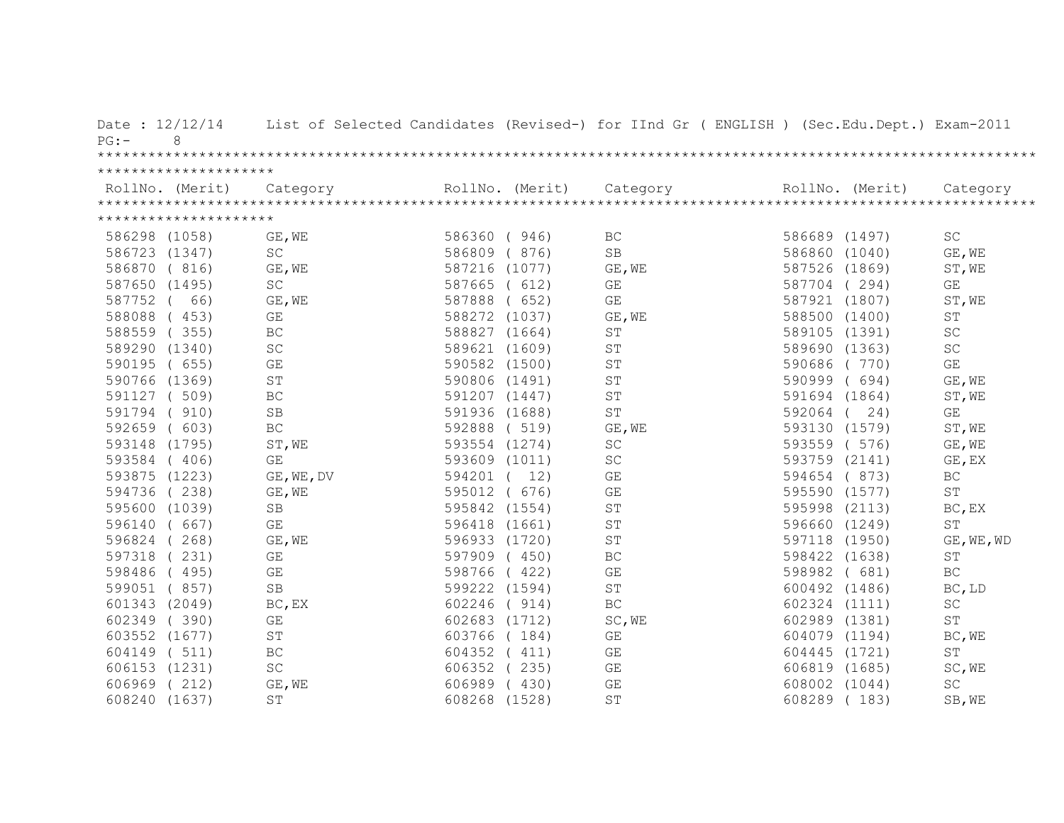Date : 12/12/14 List of Selected Candidates (Revised-) for IInd Gr ( ENGLISH ) (Sec.Edu.Dept.) Exam-2011

| RollNo. (Merit) | Category | RollNo. (Merit) | Category | RollNo. (Merit) | Category |
|---|---|---|---|---|---|
| 586298 (1058) | GE,WE | 586360 ( 946) | BC | 586689 (1497) | SC |
| 586723 (1347) | SC | 586809 ( 876) | SB | 586860 (1040) | GE,WE |
| 586870 ( 816) | GE,WE | 587216 (1077) | GE,WE | 587526 (1869) | ST,WE |
| 587650 (1495) | SC | 587665 ( 612) | GE | 587704 ( 294) | GE |
| 587752 ( 66) | GE,WE | 587888 ( 652) | GE | 587921 (1807) | ST,WE |
| 588088 ( 453) | GE | 588272 (1037) | GE,WE | 588500 (1400) | ST |
| 588559 ( 355) | BC | 588827 (1664) | ST | 589105 (1391) | SC |
| 589290 (1340) | SC | 589621 (1609) | ST | 589690 (1363) | SC |
| 590195 ( 655) | GE | 590582 (1500) | ST | 590686 ( 770) | GE |
| 590766 (1369) | ST | 590806 (1491) | ST | 590999 ( 694) | GE,WE |
| 591127 ( 509) | BC | 591207 (1447) | ST | 591694 (1864) | ST,WE |
| 591794 ( 910) | SB | 591936 (1688) | ST | 592064 ( 24) | GE |
| 592659 ( 603) | BC | 592888 ( 519) | GE,WE | 593130 (1579) | ST,WE |
| 593148 (1795) | ST,WE | 593554 (1274) | SC | 593559 ( 576) | GE,WE |
| 593584 ( 406) | GE | 593609 (1011) | SC | 593759 (2141) | GE,EX |
| 593875 (1223) | GE,WE,DV | 594201 ( 12) | GE | 594654 ( 873) | BC |
| 594736 ( 238) | GE,WE | 595012 ( 676) | GE | 595590 (1577) | ST |
| 595600 (1039) | SB | 595842 (1554) | ST | 595998 (2113) | BC,EX |
| 596140 ( 667) | GE | 596418 (1661) | ST | 596660 (1249) | ST |
| 596824 ( 268) | GE,WE | 596933 (1720) | ST | 597118 (1950) | GE,WE,WD |
| 597318 ( 231) | GE | 597909 ( 450) | BC | 598422 (1638) | ST |
| 598486 ( 495) | GE | 598766 ( 422) | GE | 598982 ( 681) | BC |
| 599051 ( 857) | SB | 599222 (1594) | ST | 600492 (1486) | BC,LD |
| 601343 (2049) | BC,EX | 602246 ( 914) | BC | 602324 (1111) | SC |
| 602349 ( 390) | GE | 602683 (1712) | SC,WE | 602989 (1381) | ST |
| 603552 (1677) | ST | 603766 ( 184) | GE | 604079 (1194) | BC,WE |
| 604149 ( 511) | BC | 604352 ( 411) | GE | 604445 (1721) | ST |
| 606153 (1231) | SC | 606352 ( 235) | GE | 606819 (1685) | SC,WE |
| 606969 ( 212) | GE,WE | 606989 ( 430) | GE | 608002 (1044) | SC |
| 608240 (1637) | ST | 608268 (1528) | ST | 608289 ( 183) | SB,WE |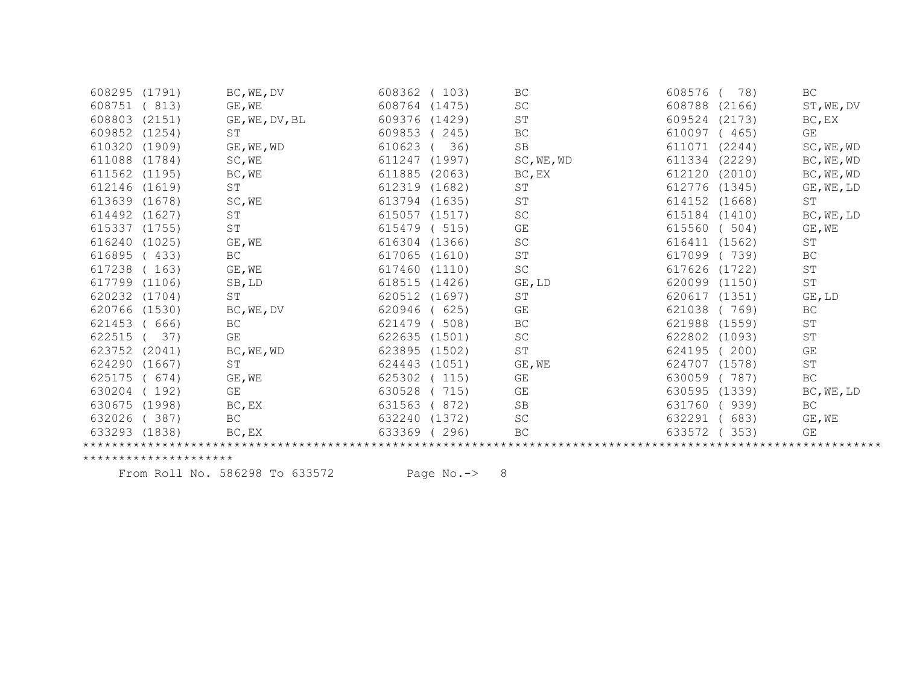```
608295 (1791)     BC,WE,DV          608362 ( 103)     BC                608576 (  78)     BC
608751 ( 813)     GE,WE             608764 (1475)     SC                608788 (2166)     ST,WE,DV
608803 (2151)     GE,WE,DV,BL       609376 (1429)     ST                609524 (2173)     BC,EX
609852 (1254)     ST                609853 ( 245)     BC                610097 ( 465)     GE
610320 (1909)     GE,WE,WD          610623 (  36)     SB                611071 (2244)     SC,WE,WD
611088 (1784)     SC,WE             611247 (1997)     SC,WE,WD          611334 (2229)     BC,WE,WD
611562 (1195)     BC,WE             611885 (2063)     BC,EX             612120 (2010)     BC,WE,WD
612146 (1619)     ST                612319 (1682)     ST                612776 (1345)     GE,WE,LD
613639 (1678)     SC,WE             613794 (1635)     ST                614152 (1668)     ST
614492 (1627)     ST                615057 (1517)     SC                615184 (1410)     BC,WE,LD
615337 (1755)     ST                615479 ( 515)     GE                615560 ( 504)     GE,WE
616240 (1025)     GE,WE             616304 (1366)     SC                616411 (1562)     ST
616895 ( 433)     BC                617065 (1610)     ST                617099 ( 739)     BC
617238 ( 163)     GE,WE             617460 (1110)     SC                617626 (1722)     ST
617799 (1106)     SB,LD             618515 (1426)     GE,LD             620099 (1150)     ST
620232 (1704)     ST                620512 (1697)     ST                620617 (1351)     GE,LD
620766 (1530)     BC,WE,DV          620946 ( 625)     GE                621038 ( 769)     BC
621453 ( 666)     BC                621479 ( 508)     BC                621988 (1559)     ST
622515 (  37)     GE                622635 (1501)     SC                622802 (1093)     ST
623752 (2041)     BC,WE,WD          623895 (1502)     ST                624195 ( 200)     GE
624290 (1667)     ST                624443 (1051)     GE,WE             624707 (1578)     ST
625175 ( 674)     GE,WE             625302 ( 115)     GE                630059 ( 787)     BC
630204 ( 192)     GE                630528 ( 715)     GE                630595 (1339)     BC,WE,LD
630675 (1998)     BC,EX             631563 ( 872)     SB                631760 ( 939)     BC
632026 ( 387)     BC                632240 (1372)     SC                632291 ( 683)     GE,WE
633293 (1838)     BC,EX             633369 ( 296)     BC                633572 ( 353)     GE
```

From Roll No. 586298 To 633572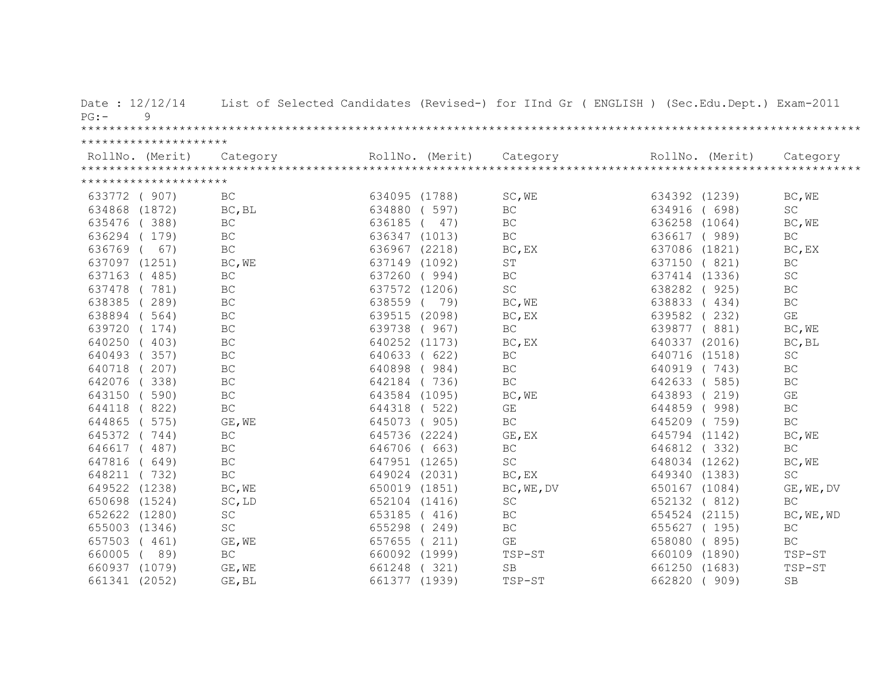Date : 12/12/14 List of Selected Candidates (Revised-) for IInd Gr ( ENGLISH ) (Sec.Edu.Dept.) Exam-2011

PG:- 9

| RollNo. (Merit) | Category | RollNo. (Merit) | Category | RollNo. (Merit) | Category |
|---|---|---|---|---|---|
| 633772 ( 907) | BC | 634095 (1788) | SC,WE | 634392 (1239) | BC,WE |
| 634868 (1872) | BC,BL | 634880 ( 597) | BC | 634916 ( 698) | SC |
| 635476 ( 388) | BC | 636185 ( 47) | BC | 636258 (1064) | BC,WE |
| 636294 ( 179) | BC | 636347 (1013) | BC | 636617 ( 989) | BC |
| 636769 ( 67) | BC | 636967 (2218) | BC,EX | 637086 (1821) | BC,EX |
| 637097 (1251) | BC,WE | 637149 (1092) | ST | 637150 ( 821) | BC |
| 637163 ( 485) | BC | 637260 ( 994) | BC | 637414 (1336) | SC |
| 637478 ( 781) | BC | 637572 (1206) | SC | 638282 ( 925) | BC |
| 638385 ( 289) | BC | 638559 ( 79) | BC,WE | 638833 ( 434) | BC |
| 638894 ( 564) | BC | 639515 (2098) | BC,EX | 639582 ( 232) | GE |
| 639720 ( 174) | BC | 639738 ( 967) | BC | 639877 ( 881) | BC,WE |
| 640250 ( 403) | BC | 640252 (1173) | BC,EX | 640337 (2016) | BC,BL |
| 640493 ( 357) | BC | 640633 ( 622) | BC | 640716 (1518) | SC |
| 640718 ( 207) | BC | 640898 ( 984) | BC | 640919 ( 743) | BC |
| 642076 ( 338) | BC | 642184 ( 736) | BC | 642633 ( 585) | BC |
| 643150 ( 590) | BC | 643584 (1095) | BC,WE | 643893 ( 219) | GE |
| 644118 ( 822) | BC | 644318 ( 522) | GE | 644859 ( 998) | BC |
| 644865 ( 575) | GE,WE | 645073 ( 905) | BC | 645209 ( 759) | BC |
| 645372 ( 744) | BC | 645736 (2224) | GE,EX | 645794 (1142) | BC,WE |
| 646617 ( 487) | BC | 646706 ( 663) | BC | 646812 ( 332) | BC |
| 647816 ( 649) | BC | 647951 (1265) | SC | 648034 (1262) | BC,WE |
| 648211 ( 732) | BC | 649024 (2031) | BC,EX | 649340 (1383) | SC |
| 649522 (1238) | BC,WE | 650019 (1851) | BC,WE,DV | 650167 (1084) | GE,WE,DV |
| 650698 (1524) | SC,LD | 652104 (1416) | SC | 652132 ( 812) | BC |
| 652622 (1280) | SC | 653185 ( 416) | BC | 654524 (2115) | BC,WE,WD |
| 655003 (1346) | SC | 655298 ( 249) | BC | 655627 ( 195) | BC |
| 657503 ( 461) | GE,WE | 657655 ( 211) | GE | 658080 ( 895) | BC |
| 660005 ( 89) | BC | 660092 (1999) | TSP-ST | 660109 (1890) | TSP-ST |
| 660937 (1079) | GE,WE | 661248 ( 321) | SB | 661250 (1683) | TSP-ST |
| 661341 (2052) | GE,BL | 661377 (1939) | TSP-ST | 662820 ( 909) | SB |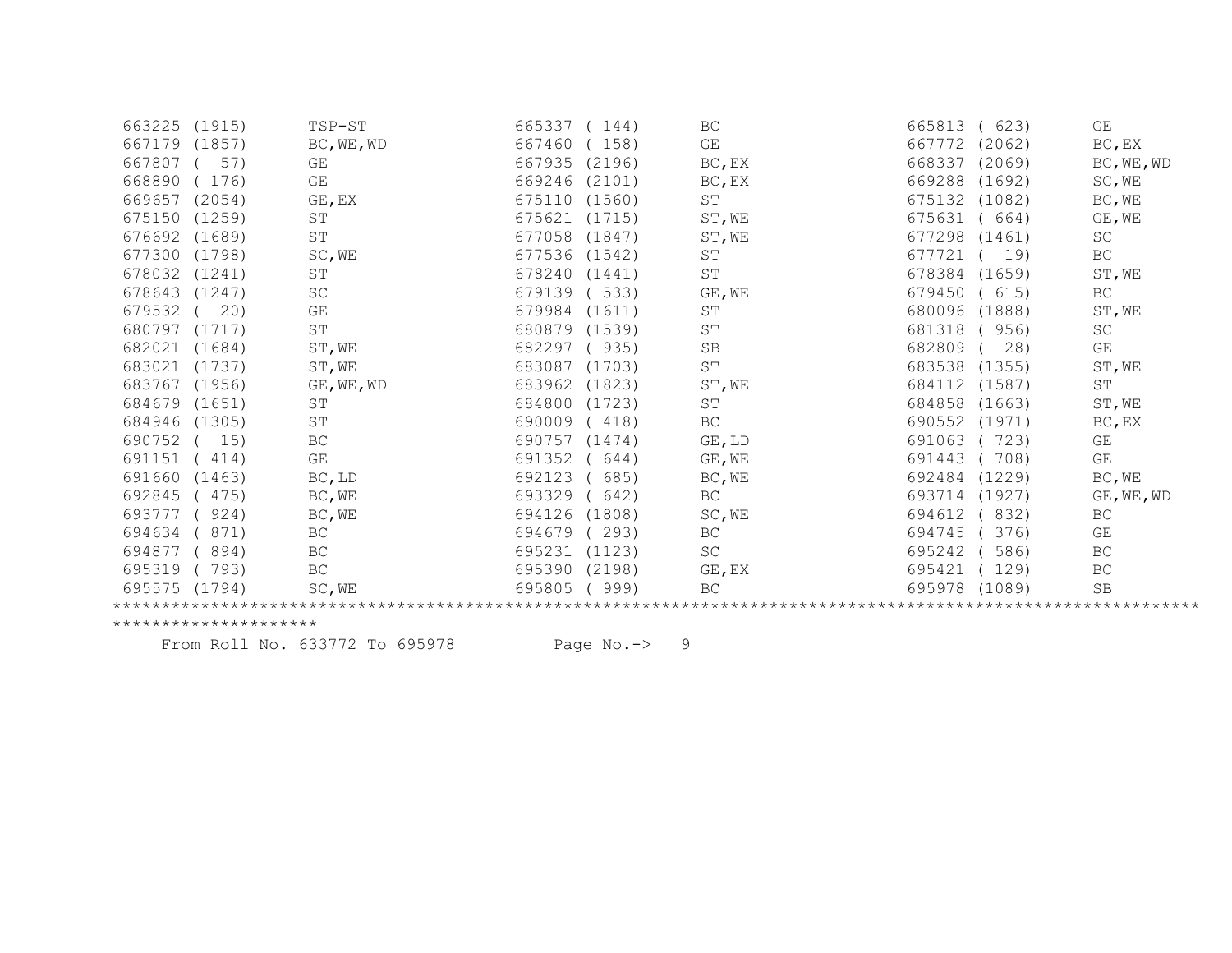| | | | | | |
|---|---|---|---|---|---|
| 663225 (1915) | TSP-ST | 665337 ( 144) | BC | 665813 ( 623) | GE |
| 667179 (1857) | BC,WE,WD | 667460 ( 158) | GE | 667772 (2062) | BC,EX |
| 667807 (  57) | GE | 667935 (2196) | BC,EX | 668337 (2069) | BC,WE,WD |
| 668890 ( 176) | GE | 669246 (2101) | BC,EX | 669288 (1692) | SC,WE |
| 669657 (2054) | GE,EX | 675110 (1560) | ST | 675132 (1082) | BC,WE |
| 675150 (1259) | ST | 675621 (1715) | ST,WE | 675631 ( 664) | GE,WE |
| 676692 (1689) | ST | 677058 (1847) | ST,WE | 677298 (1461) | SC |
| 677300 (1798) | SC,WE | 677536 (1542) | ST | 677721 (  19) | BC |
| 678032 (1241) | ST | 678240 (1441) | ST | 678384 (1659) | ST,WE |
| 678643 (1247) | SC | 679139 ( 533) | GE,WE | 679450 ( 615) | BC |
| 679532 (  20) | GE | 679984 (1611) | ST | 680096 (1888) | ST,WE |
| 680797 (1717) | ST | 680879 (1539) | ST | 681318 ( 956) | SC |
| 682021 (1684) | ST,WE | 682297 ( 935) | SB | 682809 (  28) | GE |
| 683021 (1737) | ST,WE | 683087 (1703) | ST | 683538 (1355) | ST,WE |
| 683767 (1956) | GE,WE,WD | 683962 (1823) | ST,WE | 684112 (1587) | ST |
| 684679 (1651) | ST | 684800 (1723) | ST | 684858 (1663) | ST,WE |
| 684946 (1305) | ST | 690009 ( 418) | BC | 690552 (1971) | BC,EX |
| 690752 (  15) | BC | 690757 (1474) | GE,LD | 691063 ( 723) | GE |
| 691151 ( 414) | GE | 691352 ( 644) | GE,WE | 691443 ( 708) | GE |
| 691660 (1463) | BC,LD | 692123 ( 685) | BC,WE | 692484 (1229) | BC,WE |
| 692845 ( 475) | BC,WE | 693329 ( 642) | BC | 693714 (1927) | GE,WE,WD |
| 693777 ( 924) | BC,WE | 694126 (1808) | SC,WE | 694612 ( 832) | BC |
| 694634 ( 871) | BC | 694679 ( 293) | BC | 694745 ( 376) | GE |
| 694877 ( 894) | BC | 695231 (1123) | SC | 695242 ( 586) | BC |
| 695319 ( 793) | BC | 695390 (2198) | GE,EX | 695421 ( 129) | BC |
| 695575 (1794) | SC,WE | 695805 ( 999) | BC | 695978 (1089) | SB |

From Roll No. 633772 To 695978          Page No.->   9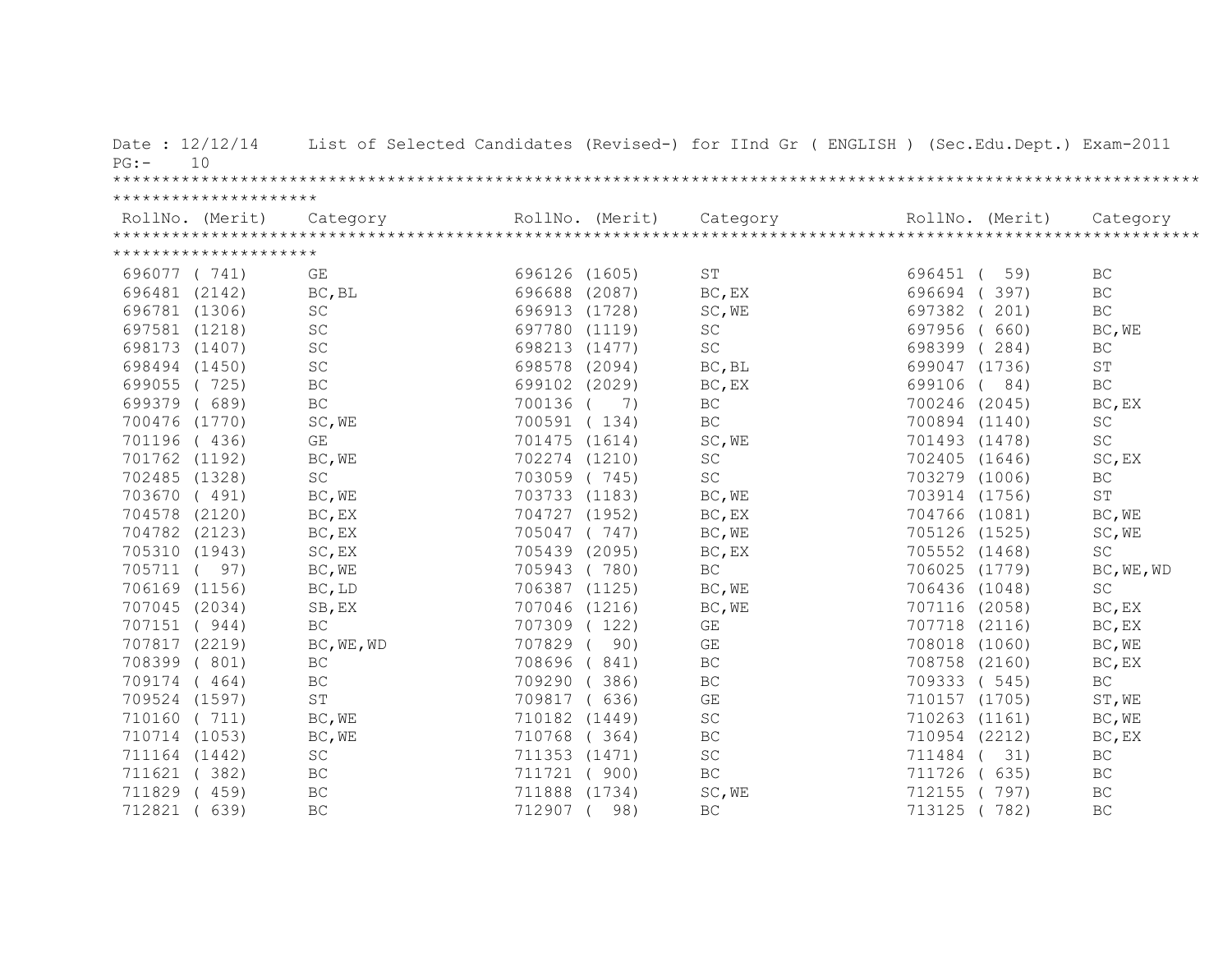Date : 12/12/14 List of Selected Candidates (Revised-) for IInd Gr ( ENGLISH ) (Sec.Edu.Dept.) Exam-2011

PG:- 10

| RollNo. (Merit) | Category | RollNo. (Merit) | Category | RollNo. (Merit) | Category |
|---|---|---|---|---|---|
| 696077 ( 741) | GE | 696126 (1605) | ST | 696451 ( 59) | BC |
| 696481 (2142) | BC,BL | 696688 (2087) | BC,EX | 696694 ( 397) | BC |
| 696781 (1306) | SC | 696913 (1728) | SC,WE | 697382 ( 201) | BC |
| 697581 (1218) | SC | 697780 (1119) | SC | 697956 ( 660) | BC,WE |
| 698173 (1407) | SC | 698213 (1477) | SC | 698399 ( 284) | BC |
| 698494 (1450) | SC | 698578 (2094) | BC,BL | 699047 (1736) | ST |
| 699055 ( 725) | BC | 699102 (2029) | BC,EX | 699106 ( 84) | BC |
| 699379 ( 689) | BC | 700136 ( 7) | BC | 700246 (2045) | BC,EX |
| 700476 (1770) | SC,WE | 700591 ( 134) | BC | 700894 (1140) | SC |
| 701196 ( 436) | GE | 701475 (1614) | SC,WE | 701493 (1478) | SC |
| 701762 (1192) | BC,WE | 702274 (1210) | SC | 702405 (1646) | SC,EX |
| 702485 (1328) | SC | 703059 ( 745) | SC | 703279 (1006) | BC |
| 703670 ( 491) | BC,WE | 703733 (1183) | BC,WE | 703914 (1756) | ST |
| 704578 (2120) | BC,EX | 704727 (1952) | BC,EX | 704766 (1081) | BC,WE |
| 704782 (2123) | BC,EX | 705047 ( 747) | BC,WE | 705126 (1525) | SC,WE |
| 705310 (1943) | SC,EX | 705439 (2095) | BC,EX | 705552 (1468) | SC |
| 705711 ( 97) | BC,WE | 705943 ( 780) | BC | 706025 (1779) | BC,WE,WD |
| 706169 (1156) | BC,LD | 706387 (1125) | BC,WE | 706436 (1048) | SC |
| 707045 (2034) | SB,EX | 707046 (1216) | BC,WE | 707116 (2058) | BC,EX |
| 707151 ( 944) | BC | 707309 ( 122) | GE | 707718 (2116) | BC,EX |
| 707817 (2219) | BC,WE,WD | 707829 ( 90) | GE | 708018 (1060) | BC,WE |
| 708399 ( 801) | BC | 708696 ( 841) | BC | 708758 (2160) | BC,EX |
| 709174 ( 464) | BC | 709290 ( 386) | BC | 709333 ( 545) | BC |
| 709524 (1597) | ST | 709817 ( 636) | GE | 710157 (1705) | ST,WE |
| 710160 ( 711) | BC,WE | 710182 (1449) | SC | 710263 (1161) | BC,WE |
| 710714 (1053) | BC,WE | 710768 ( 364) | BC | 710954 (2212) | BC,EX |
| 711164 (1442) | SC | 711353 (1471) | SC | 711484 ( 31) | BC |
| 711621 ( 382) | BC | 711721 ( 900) | BC | 711726 ( 635) | BC |
| 711829 ( 459) | BC | 711888 (1734) | SC,WE | 712155 ( 797) | BC |
| 712821 ( 639) | BC | 712907 ( 98) | BC | 713125 ( 782) | BC |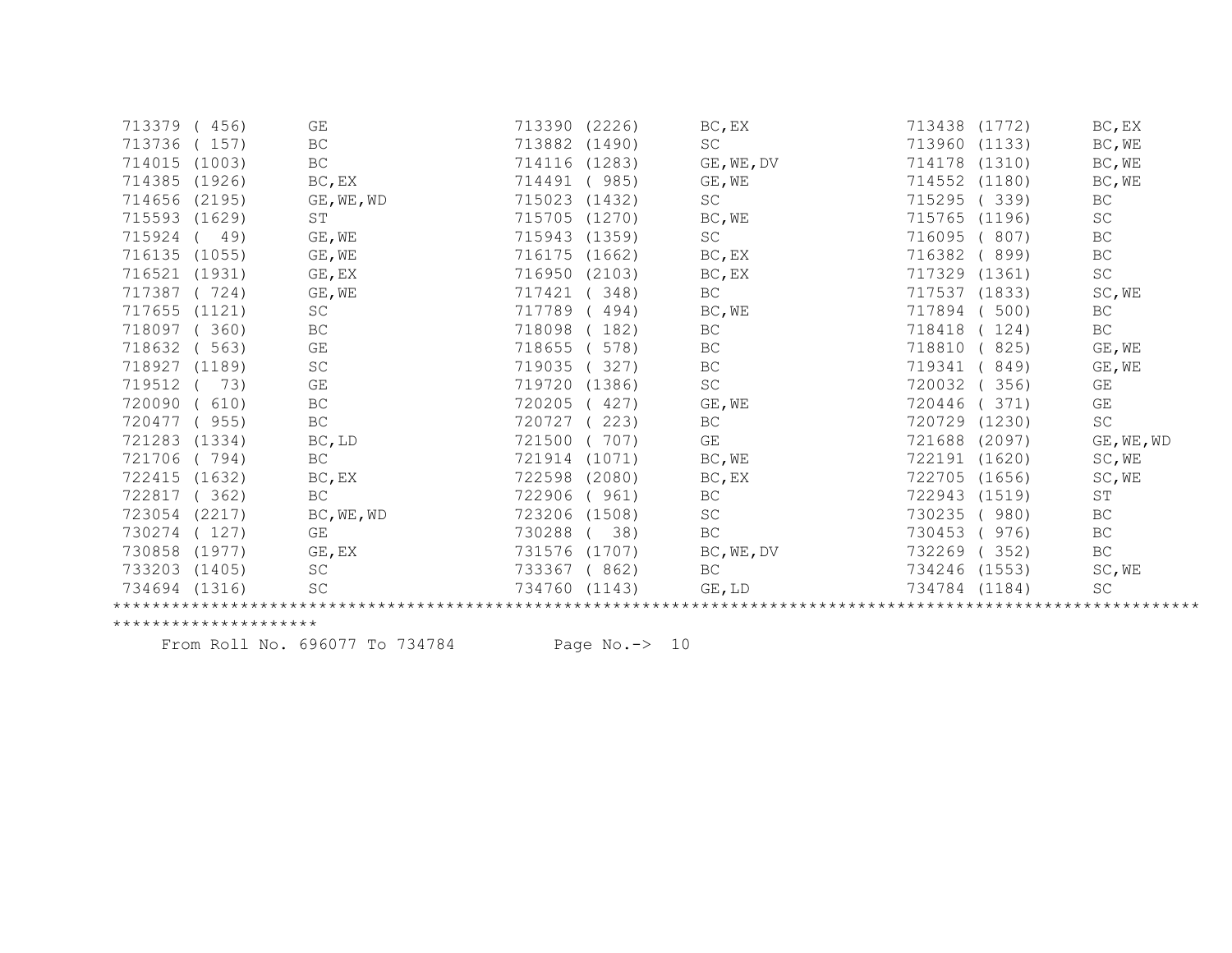| | | | | | |
|---|---|---|---|---|---|
| 713379 ( 456) | GE | 713390 (2226) | BC,EX | 713438 (1772) | BC,EX |
| 713736 ( 157) | BC | 713882 (1490) | SC | 713960 (1133) | BC,WE |
| 714015 (1003) | BC | 714116 (1283) | GE,WE,DV | 714178 (1310) | BC,WE |
| 714385 (1926) | BC,EX | 714491 ( 985) | GE,WE | 714552 (1180) | BC,WE |
| 714656 (2195) | GE,WE,WD | 715023 (1432) | SC | 715295 ( 339) | BC |
| 715593 (1629) | ST | 715705 (1270) | BC,WE | 715765 (1196) | SC |
| 715924 ( 49) | GE,WE | 715943 (1359) | SC | 716095 ( 807) | BC |
| 716135 (1055) | GE,WE | 716175 (1662) | BC,EX | 716382 ( 899) | BC |
| 716521 (1931) | GE,EX | 716950 (2103) | BC,EX | 717329 (1361) | SC |
| 717387 ( 724) | GE,WE | 717421 ( 348) | BC | 717537 (1833) | SC,WE |
| 717655 (1121) | SC | 717789 ( 494) | BC,WE | 717894 ( 500) | BC |
| 718097 ( 360) | BC | 718098 ( 182) | BC | 718418 ( 124) | BC |
| 718632 ( 563) | GE | 718655 ( 578) | BC | 718810 ( 825) | GE,WE |
| 718927 (1189) | SC | 719035 ( 327) | BC | 719341 ( 849) | GE,WE |
| 719512 ( 73) | GE | 719720 (1386) | SC | 720032 ( 356) | GE |
| 720090 ( 610) | BC | 720205 ( 427) | GE,WE | 720446 ( 371) | GE |
| 720477 ( 955) | BC | 720727 ( 223) | BC | 720729 (1230) | SC |
| 721283 (1334) | BC,LD | 721500 ( 707) | GE | 721688 (2097) | GE,WE,WD |
| 721706 ( 794) | BC | 721914 (1071) | BC,WE | 722191 (1620) | SC,WE |
| 722415 (1632) | BC,EX | 722598 (2080) | BC,EX | 722705 (1656) | SC,WE |
| 722817 ( 362) | BC | 722906 ( 961) | BC | 722943 (1519) | ST |
| 723054 (2217) | BC,WE,WD | 723206 (1508) | SC | 730235 ( 980) | BC |
| 730274 ( 127) | GE | 730288 ( 38) | BC | 730453 ( 976) | BC |
| 730858 (1977) | GE,EX | 731576 (1707) | BC,WE,DV | 732269 ( 352) | BC |
| 733203 (1405) | SC | 733367 ( 862) | BC | 734246 (1553) | SC,WE |
| 734694 (1316) | SC | 734760 (1143) | GE,LD | 734784 (1184) | SC |

From Roll No. 696077 To 734784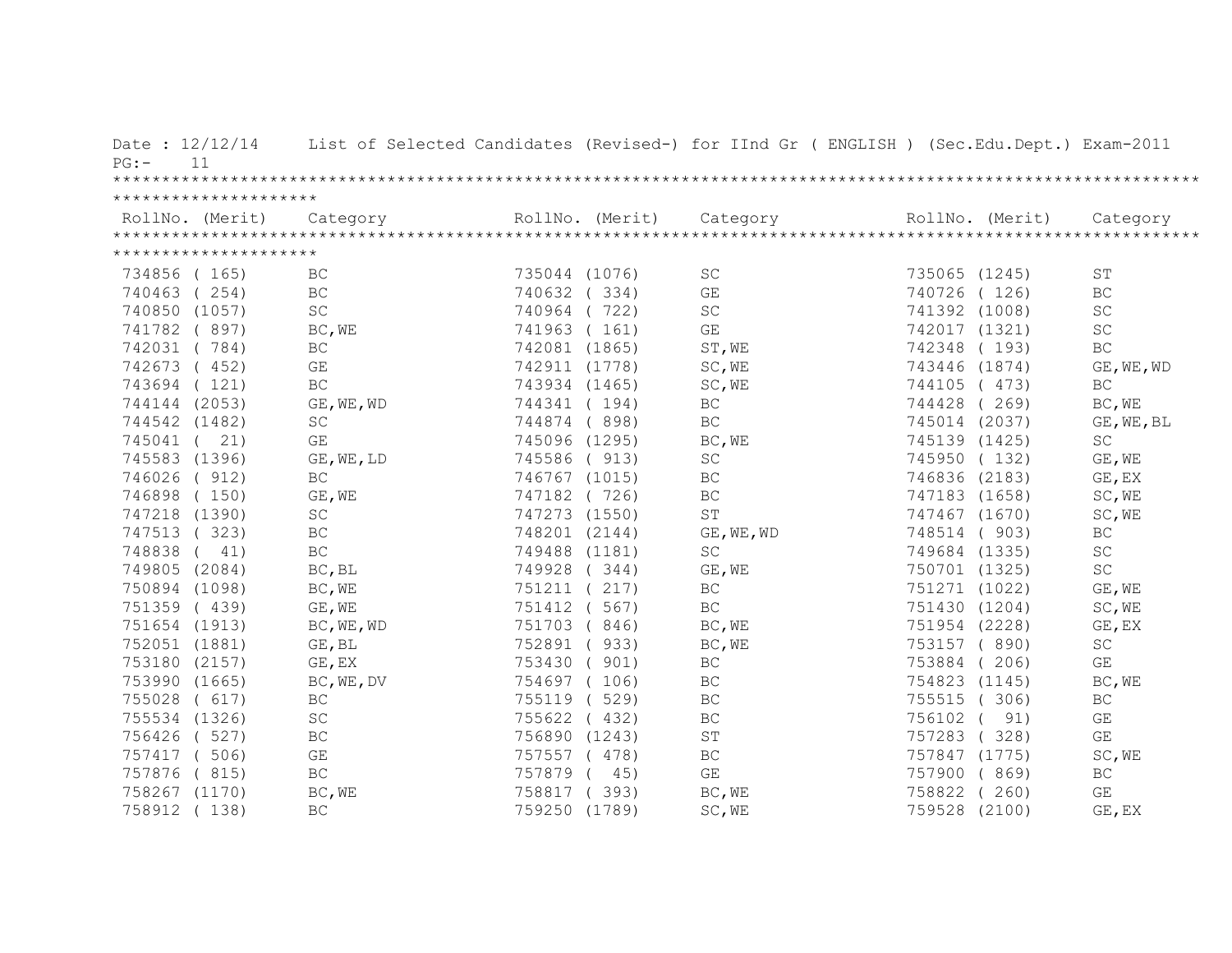Date : 12/12/14 List of Selected Candidates (Revised-) for IInd Gr ( ENGLISH ) (Sec.Edu.Dept.) Exam-2011

PG:- 11

| RollNo. (Merit) | Category | RollNo. (Merit) | Category | RollNo. (Merit) | Category |
|---|---|---|---|---|---|
| 734856 ( 165) | BC | 735044 (1076) | SC | 735065 (1245) | ST |
| 740463 ( 254) | BC | 740632 ( 334) | GE | 740726 ( 126) | BC |
| 740850 (1057) | SC | 740964 ( 722) | SC | 741392 (1008) | SC |
| 741782 ( 897) | BC,WE | 741963 ( 161) | GE | 742017 (1321) | SC |
| 742031 ( 784) | BC | 742081 (1865) | ST,WE | 742348 ( 193) | BC |
| 742673 ( 452) | GE | 742911 (1778) | SC,WE | 743446 (1874) | GE,WE,WD |
| 743694 ( 121) | BC | 743934 (1465) | SC,WE | 744105 ( 473) | BC |
| 744144 (2053) | GE,WE,WD | 744341 ( 194) | BC | 744428 ( 269) | BC,WE |
| 744542 (1482) | SC | 744874 ( 898) | BC | 745014 (2037) | GE,WE,BL |
| 745041 ( 21) | GE | 745096 (1295) | BC,WE | 745139 (1425) | SC |
| 745583 (1396) | GE,WE,LD | 745586 ( 913) | SC | 745950 ( 132) | GE,WE |
| 746026 ( 912) | BC | 746767 (1015) | BC | 746836 (2183) | GE,EX |
| 746898 ( 150) | GE,WE | 747182 ( 726) | BC | 747183 (1658) | SC,WE |
| 747218 (1390) | SC | 747273 (1550) | ST | 747467 (1670) | SC,WE |
| 747513 ( 323) | BC | 748201 (2144) | GE,WE,WD | 748514 ( 903) | BC |
| 748838 ( 41) | BC | 749488 (1181) | SC | 749684 (1335) | SC |
| 749805 (2084) | BC,BL | 749928 ( 344) | GE,WE | 750701 (1325) | SC |
| 750894 (1098) | BC,WE | 751211 ( 217) | BC | 751271 (1022) | GE,WE |
| 751359 ( 439) | GE,WE | 751412 ( 567) | BC | 751430 (1204) | SC,WE |
| 751654 (1913) | BC,WE,WD | 751703 ( 846) | BC,WE | 751954 (2228) | GE,EX |
| 752051 (1881) | GE,BL | 752891 ( 933) | BC,WE | 753157 ( 890) | SC |
| 753180 (2157) | GE,EX | 753430 ( 901) | BC | 753884 ( 206) | GE |
| 753990 (1665) | BC,WE,DV | 754697 ( 106) | BC | 754823 (1145) | BC,WE |
| 755028 ( 617) | BC | 755119 ( 529) | BC | 755515 ( 306) | BC |
| 755534 (1326) | SC | 755622 ( 432) | BC | 756102 ( 91) | GE |
| 756426 ( 527) | BC | 756890 (1243) | ST | 757283 ( 328) | GE |
| 757417 ( 506) | GE | 757557 ( 478) | BC | 757847 (1775) | SC,WE |
| 757876 ( 815) | BC | 757879 ( 45) | GE | 757900 ( 869) | BC |
| 758267 (1170) | BC,WE | 758817 ( 393) | BC,WE | 758822 ( 260) | GE |
| 758912 ( 138) | BC | 759250 (1789) | SC,WE | 759528 (2100) | GE,EX |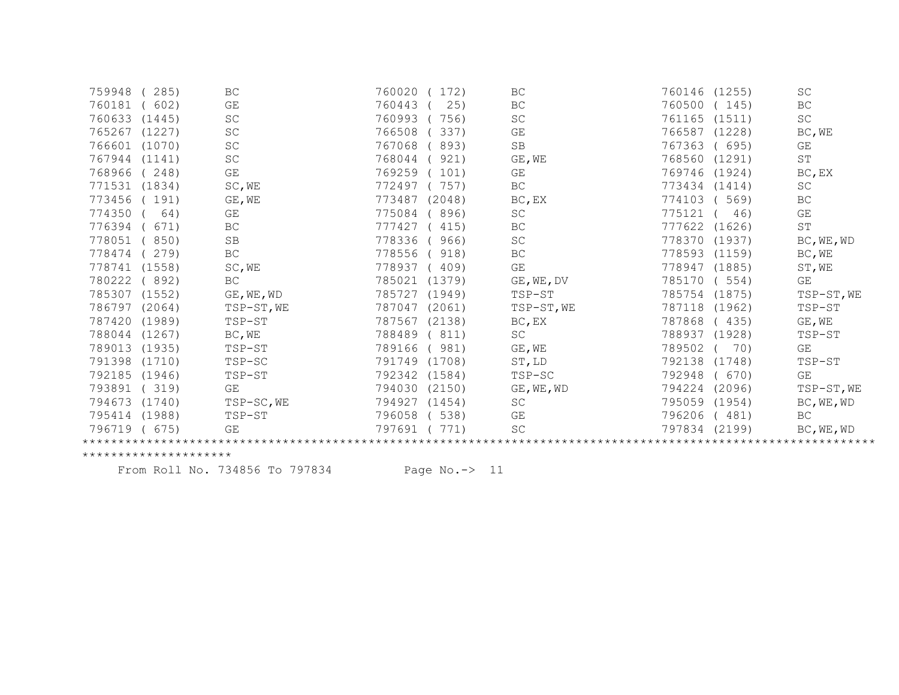| | | | | | |
|---|---|---|---|---|---|
| 759948 ( 285) | BC | 760020 ( 172) | BC | 760146 (1255) | SC |
| 760181 ( 602) | GE | 760443 ( 25) | BC | 760500 ( 145) | BC |
| 760633 (1445) | SC | 760993 ( 756) | SC | 761165 (1511) | SC |
| 765267 (1227) | SC | 766508 ( 337) | GE | 766587 (1228) | BC,WE |
| 766601 (1070) | SC | 767068 ( 893) | SB | 767363 ( 695) | GE |
| 767944 (1141) | SC | 768044 ( 921) | GE,WE | 768560 (1291) | ST |
| 768966 ( 248) | GE | 769259 ( 101) | GE | 769746 (1924) | BC,EX |
| 771531 (1834) | SC,WE | 772497 ( 757) | BC | 773434 (1414) | SC |
| 773456 ( 191) | GE,WE | 773487 (2048) | BC,EX | 774103 ( 569) | BC |
| 774350 ( 64) | GE | 775084 ( 896) | SC | 775121 ( 46) | GE |
| 776394 ( 671) | BC | 777427 ( 415) | BC | 777622 (1626) | ST |
| 778051 ( 850) | SB | 778336 ( 966) | SC | 778370 (1937) | BC,WE,WD |
| 778474 ( 279) | BC | 778556 ( 918) | BC | 778593 (1159) | BC,WE |
| 778741 (1558) | SC,WE | 778937 ( 409) | GE | 778947 (1885) | ST,WE |
| 780222 ( 892) | BC | 785021 (1379) | GE,WE,DV | 785170 ( 554) | GE |
| 785307 (1552) | GE,WE,WD | 785727 (1949) | TSP-ST | 785754 (1875) | TSP-ST,WE |
| 786797 (2064) | TSP-ST,WE | 787047 (2061) | TSP-ST,WE | 787118 (1962) | TSP-ST |
| 787420 (1989) | TSP-ST | 787567 (2138) | BC,EX | 787868 ( 435) | GE,WE |
| 788044 (1267) | BC,WE | 788489 ( 811) | SC | 788937 (1928) | TSP-ST |
| 789013 (1935) | TSP-ST | 789166 ( 981) | GE,WE | 789502 ( 70) | GE |
| 791398 (1710) | TSP-SC | 791749 (1708) | ST,LD | 792138 (1748) | TSP-ST |
| 792185 (1946) | TSP-ST | 792342 (1584) | TSP-SC | 792948 ( 670) | GE |
| 793891 ( 319) | GE | 794030 (2150) | GE,WE,WD | 794224 (2096) | TSP-ST,WE |
| 794673 (1740) | TSP-SC,WE | 794927 (1454) | SC | 795059 (1954) | BC,WE,WD |
| 795414 (1988) | TSP-ST | 796058 ( 538) | GE | 796206 ( 481) | BC |
| 796719 ( 675) | GE | 797691 ( 771) | SC | 797834 (2199) | BC,WE,WD |

From Roll No. 734856 To 797834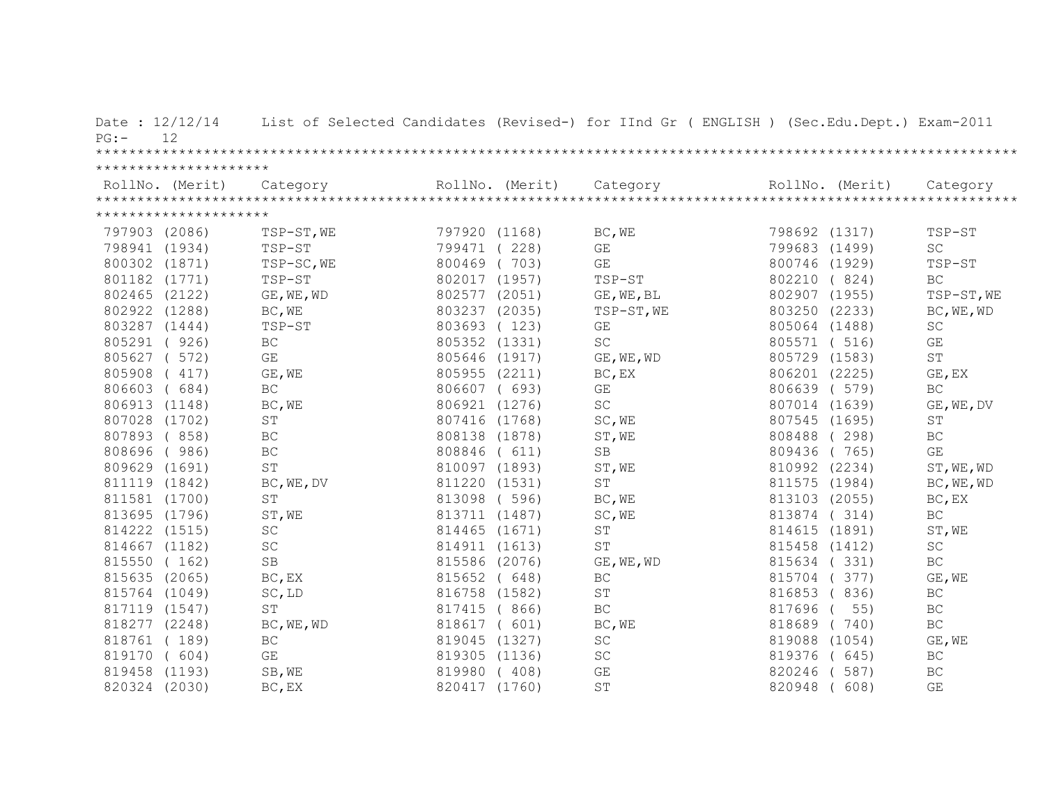Date : 12/12/14 List of Selected Candidates (Revised-) for IInd Gr ( ENGLISH ) (Sec.Edu.Dept.) Exam-2011

PG:- 12

| RollNo. (Merit) | Category | RollNo. (Merit) | Category | RollNo. (Merit) | Category |
|---|---|---|---|---|---|
| 797903 (2086) | TSP-ST,WE | 797920 (1168) | BC,WE | 798692 (1317) | TSP-ST |
| 798941 (1934) | TSP-ST | 799471 ( 228) | GE | 799683 (1499) | SC |
| 800302 (1871) | TSP-SC,WE | 800469 ( 703) | GE | 800746 (1929) | TSP-ST |
| 801182 (1771) | TSP-ST | 802017 (1957) | TSP-ST | 802210 ( 824) | BC |
| 802465 (2122) | GE,WE,WD | 802577 (2051) | GE,WE,BL | 802907 (1955) | TSP-ST,WE |
| 802922 (1288) | BC,WE | 803237 (2035) | TSP-ST,WE | 803250 (2233) | BC,WE,WD |
| 803287 (1444) | TSP-ST | 803693 ( 123) | GE | 805064 (1488) | SC |
| 805291 ( 926) | BC | 805352 (1331) | SC | 805571 ( 516) | GE |
| 805627 ( 572) | GE | 805646 (1917) | GE,WE,WD | 805729 (1583) | ST |
| 805908 ( 417) | GE,WE | 805955 (2211) | BC,EX | 806201 (2225) | GE,EX |
| 806603 ( 684) | BC | 806607 ( 693) | GE | 806639 ( 579) | BC |
| 806913 (1148) | BC,WE | 806921 (1276) | SC | 807014 (1639) | GE,WE,DV |
| 807028 (1702) | ST | 807416 (1768) | SC,WE | 807545 (1695) | ST |
| 807893 ( 858) | BC | 808138 (1878) | ST,WE | 808488 ( 298) | BC |
| 808696 ( 986) | BC | 808846 ( 611) | SB | 809436 ( 765) | GE |
| 809629 (1691) | ST | 810097 (1893) | ST,WE | 810992 (2234) | ST,WE,WD |
| 811119 (1842) | BC,WE,DV | 811220 (1531) | ST | 811575 (1984) | BC,WE,WD |
| 811581 (1700) | ST | 813098 ( 596) | BC,WE | 813103 (2055) | BC,EX |
| 813695 (1796) | ST,WE | 813711 (1487) | SC,WE | 813874 ( 314) | BC |
| 814222 (1515) | SC | 814465 (1671) | ST | 814615 (1891) | ST,WE |
| 814667 (1182) | SC | 814911 (1613) | ST | 815458 (1412) | SC |
| 815550 ( 162) | SB | 815586 (2076) | GE,WE,WD | 815634 ( 331) | BC |
| 815635 (2065) | BC,EX | 815652 ( 648) | BC | 815704 ( 377) | GE,WE |
| 815764 (1049) | SC,LD | 816758 (1582) | ST | 816853 ( 836) | BC |
| 817119 (1547) | ST | 817415 ( 866) | BC | 817696 ( 55) | BC |
| 818277 (2248) | BC,WE,WD | 818617 ( 601) | BC,WE | 818689 ( 740) | BC |
| 818761 ( 189) | BC | 819045 (1327) | SC | 819088 (1054) | GE,WE |
| 819170 ( 604) | GE | 819305 (1136) | SC | 819376 ( 645) | BC |
| 819458 (1193) | SB,WE | 819980 ( 408) | GE | 820246 ( 587) | BC |
| 820324 (2030) | BC,EX | 820417 (1760) | ST | 820948 ( 608) | GE |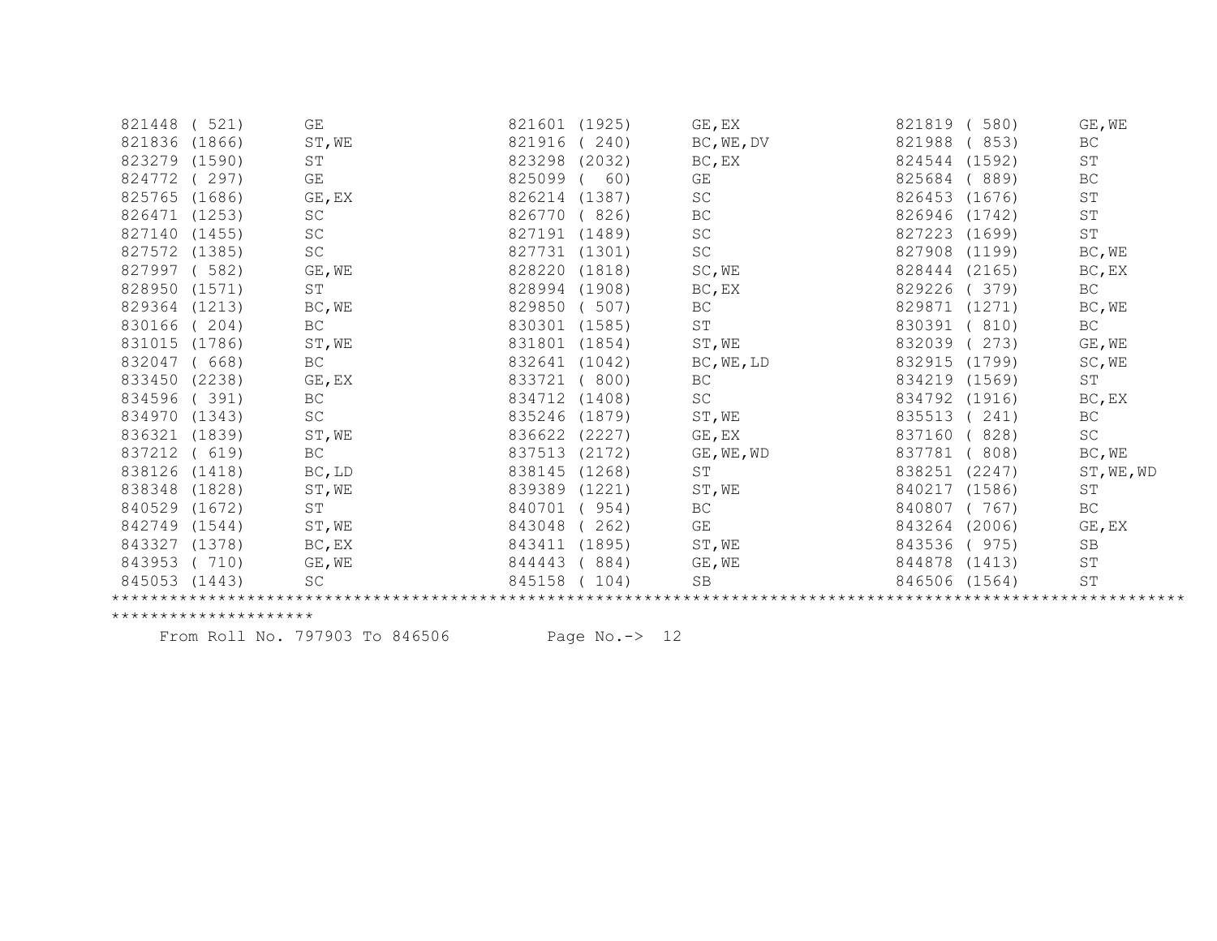```
821448 ( 521)      GE              821601 (1925)      GE,EX           821819 ( 580)      GE,WE
821836 (1866)      ST,WE           821916 ( 240)      BC,WE,DV        821988 ( 853)      BC
823279 (1590)      ST              823298 (2032)      BC,EX           824544 (1592)      ST
824772 ( 297)      GE              825099 (  60)      GE              825684 ( 889)      BC
825765 (1686)      GE,EX           826214 (1387)      SC              826453 (1676)      ST
826471 (1253)      SC              826770 ( 826)      BC              826946 (1742)      ST
827140 (1455)      SC              827191 (1489)      SC              827223 (1699)      ST
827572 (1385)      SC              827731 (1301)      SC              827908 (1199)      BC,WE
827997 ( 582)      GE,WE           828220 (1818)      SC,WE           828444 (2165)      BC,EX
828950 (1571)      ST              828994 (1908)      BC,EX           829226 ( 379)      BC
829364 (1213)      BC,WE           829850 ( 507)      BC              829871 (1271)      BC,WE
830166 ( 204)      BC              830301 (1585)      ST              830391 ( 810)      BC
831015 (1786)      ST,WE           831801 (1854)      ST,WE           832039 ( 273)      GE,WE
832047 ( 668)      BC              832641 (1042)      BC,WE,LD        832915 (1799)      SC,WE
833450 (2238)      GE,EX           833721 ( 800)      BC              834219 (1569)      ST
834596 ( 391)      BC              834712 (1408)      SC              834792 (1916)      BC,EX
834970 (1343)      SC              835246 (1879)      ST,WE           835513 ( 241)      BC
836321 (1839)      ST,WE           836622 (2227)      GE,EX           837160 ( 828)      SC
837212 ( 619)      BC              837513 (2172)      GE,WE,WD        837781 ( 808)      BC,WE
838126 (1418)      BC,LD           838145 (1268)      ST              838251 (2247)      ST,WE,WD
838348 (1828)      ST,WE           839389 (1221)      ST,WE           840217 (1586)      ST
840529 (1672)      ST              840701 ( 954)      BC              840807 ( 767)      BC
842749 (1544)      ST,WE           843048 ( 262)      GE              843264 (2006)      GE,EX
843327 (1378)      BC,EX           843411 (1895)      ST,WE           843536 ( 975)      SB
843953 ( 710)      GE,WE           844443 ( 884)      GE,WE           844878 (1413)      ST
845053 (1443)      SC              845158 ( 104)      SB              846506 (1564)      ST
```

*********************************************************************************************************************************

From Roll No. 797903 To 846506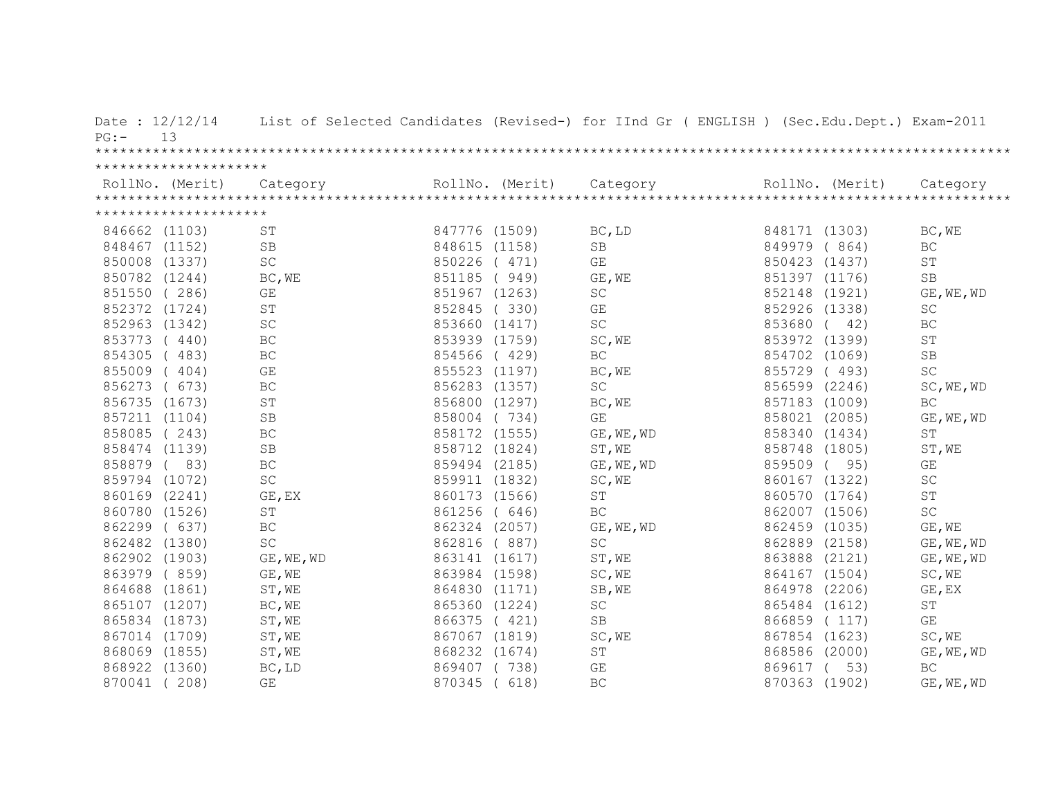Date : 12/12/14 List of Selected Candidates (Revised-) for IInd Gr ( ENGLISH ) (Sec.Edu.Dept.) Exam-2011

| RollNo. (Merit) | Category | RollNo. (Merit) | Category | RollNo. (Merit) | Category |
|---|---|---|---|---|---|
| 846662 (1103) | ST | 847776 (1509) | BC,LD | 848171 (1303) | BC,WE |
| 848467 (1152) | SB | 848615 (1158) | SB | 849979 ( 864) | BC |
| 850008 (1337) | SC | 850226 ( 471) | GE | 850423 (1437) | ST |
| 850782 (1244) | BC,WE | 851185 ( 949) | GE,WE | 851397 (1176) | SB |
| 851550 ( 286) | GE | 851967 (1263) | SC | 852148 (1921) | GE,WE,WD |
| 852372 (1724) | ST | 852845 ( 330) | GE | 852926 (1338) | SC |
| 852963 (1342) | SC | 853660 (1417) | SC | 853680 ( 42) | BC |
| 853773 ( 440) | BC | 853939 (1759) | SC,WE | 853972 (1399) | ST |
| 854305 ( 483) | BC | 854566 ( 429) | BC | 854702 (1069) | SB |
| 855009 ( 404) | GE | 855523 (1197) | BC,WE | 855729 ( 493) | SC |
| 856273 ( 673) | BC | 856283 (1357) | SC | 856599 (2246) | SC,WE,WD |
| 856735 (1673) | ST | 856800 (1297) | BC,WE | 857183 (1009) | BC |
| 857211 (1104) | SB | 858004 ( 734) | GE | 858021 (2085) | GE,WE,WD |
| 858085 ( 243) | BC | 858172 (1555) | GE,WE,WD | 858340 (1434) | ST |
| 858474 (1139) | SB | 858712 (1824) | ST,WE | 858748 (1805) | ST,WE |
| 858879 ( 83) | BC | 859494 (2185) | GE,WE,WD | 859509 ( 95) | GE |
| 859794 (1072) | SC | 859911 (1832) | SC,WE | 860167 (1322) | SC |
| 860169 (2241) | GE,EX | 860173 (1566) | ST | 860570 (1764) | ST |
| 860780 (1526) | ST | 861256 ( 646) | BC | 862007 (1506) | SC |
| 862299 ( 637) | BC | 862324 (2057) | GE,WE,WD | 862459 (1035) | GE,WE |
| 862482 (1380) | SC | 862816 ( 887) | SC | 862889 (2158) | GE,WE,WD |
| 862902 (1903) | GE,WE,WD | 863141 (1617) | ST,WE | 863888 (2121) | GE,WE,WD |
| 863979 ( 859) | GE,WE | 863984 (1598) | SC,WE | 864167 (1504) | SC,WE |
| 864688 (1861) | ST,WE | 864830 (1171) | SB,WE | 864978 (2206) | GE,EX |
| 865107 (1207) | BC,WE | 865360 (1224) | SC | 865484 (1612) | ST |
| 865834 (1873) | ST,WE | 866375 ( 421) | SB | 866859 ( 117) | GE |
| 867014 (1709) | ST,WE | 867067 (1819) | SC,WE | 867854 (1623) | SC,WE |
| 868069 (1855) | ST,WE | 868232 (1674) | ST | 868586 (2000) | GE,WE,WD |
| 868922 (1360) | BC,LD | 869407 ( 738) | GE | 869617 ( 53) | BC |
| 870041 ( 208) | GE | 870345 ( 618) | BC | 870363 (1902) | GE,WE,WD |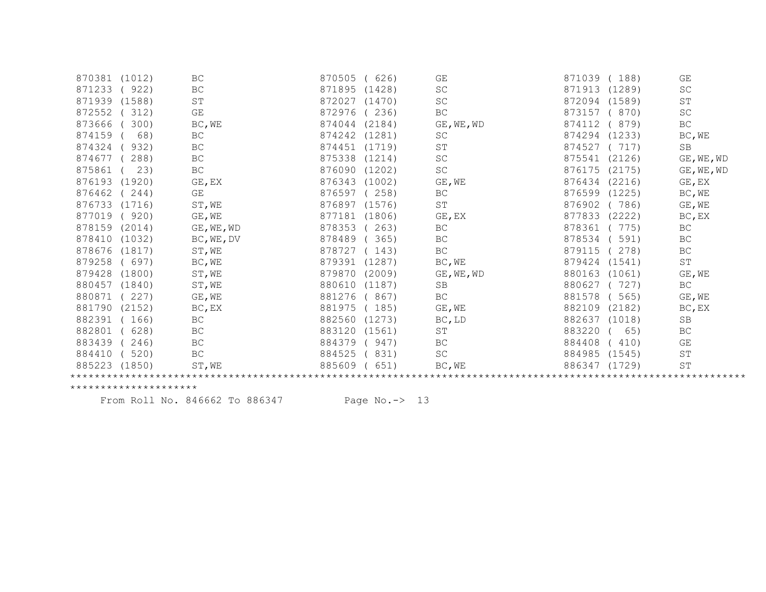| | | | | | |
|---|---|---|---|---|---|
| 870381 (1012) | BC | 870505 ( 626) | GE | 871039 ( 188) | GE |
| 871233 ( 922) | BC | 871895 (1428) | SC | 871913 (1289) | SC |
| 871939 (1588) | ST | 872027 (1470) | SC | 872094 (1589) | ST |
| 872552 ( 312) | GE | 872976 ( 236) | BC | 873157 ( 870) | SC |
| 873666 ( 300) | BC,WE | 874044 (2184) | GE,WE,WD | 874112 ( 879) | BC |
| 874159 ( 68) | BC | 874242 (1281) | SC | 874294 (1233) | BC,WE |
| 874324 ( 932) | BC | 874451 (1719) | ST | 874527 ( 717) | SB |
| 874677 ( 288) | BC | 875338 (1214) | SC | 875541 (2126) | GE,WE,WD |
| 875861 ( 23) | BC | 876090 (1202) | SC | 876175 (2175) | GE,WE,WD |
| 876193 (1920) | GE,EX | 876343 (1002) | GE,WE | 876434 (2216) | GE,EX |
| 876462 ( 244) | GE | 876597 ( 258) | BC | 876599 (1225) | BC,WE |
| 876733 (1716) | ST,WE | 876897 (1576) | ST | 876902 ( 786) | GE,WE |
| 877019 ( 920) | GE,WE | 877181 (1806) | GE,EX | 877833 (2222) | BC,EX |
| 878159 (2014) | GE,WE,WD | 878353 ( 263) | BC | 878361 ( 775) | BC |
| 878410 (1032) | BC,WE,DV | 878489 ( 365) | BC | 878534 ( 591) | BC |
| 878676 (1817) | ST,WE | 878727 ( 143) | BC | 879115 ( 278) | BC |
| 879258 ( 697) | BC,WE | 879391 (1287) | BC,WE | 879424 (1541) | ST |
| 879428 (1800) | ST,WE | 879870 (2009) | GE,WE,WD | 880163 (1061) | GE,WE |
| 880457 (1840) | ST,WE | 880610 (1187) | SB | 880627 ( 727) | BC |
| 880871 ( 227) | GE,WE | 881276 ( 867) | BC | 881578 ( 565) | GE,WE |
| 881790 (2152) | BC,EX | 881975 ( 185) | GE,WE | 882109 (2182) | BC,EX |
| 882391 ( 166) | BC | 882560 (1273) | BC,LD | 882637 (1018) | SB |
| 882801 ( 628) | BC | 883120 (1561) | ST | 883220 ( 65) | BC |
| 883439 ( 246) | BC | 884379 ( 947) | BC | 884408 ( 410) | GE |
| 884410 ( 520) | BC | 884525 ( 831) | SC | 884985 (1545) | ST |
| 885223 (1850) | ST,WE | 885609 ( 651) | BC,WE | 886347 (1729) | ST |

From Roll No. 846662 To 886347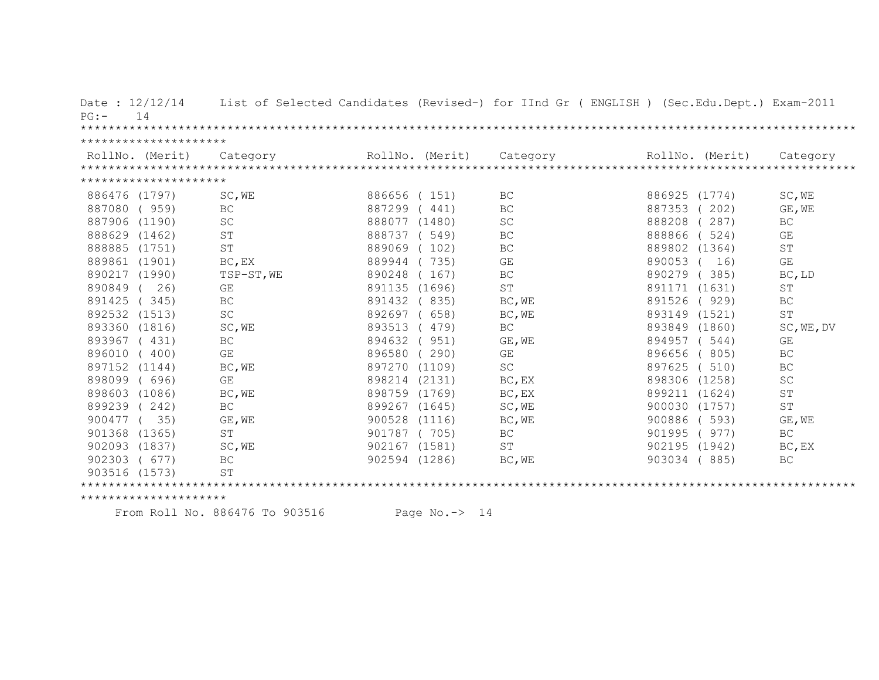Date : 12/12/14 List of Selected Candidates (Revised-) for IInd Gr ( ENGLISH ) (Sec.Edu.Dept.) Exam-2011

PG:- 14

| RollNo. (Merit) | Category | RollNo. (Merit) | Category | RollNo. (Merit) | Category |
|---|---|---|---|---|---|
| 886476 (1797) | SC,WE | 886656 ( 151) | BC | 886925 (1774) | SC,WE |
| 887080 ( 959) | BC | 887299 ( 441) | BC | 887353 ( 202) | GE,WE |
| 887906 (1190) | SC | 888077 (1480) | SC | 888208 ( 287) | BC |
| 888629 (1462) | ST | 888737 ( 549) | BC | 888866 ( 524) | GE |
| 888885 (1751) | ST | 889069 ( 102) | BC | 889802 (1364) | ST |
| 889861 (1901) | BC,EX | 889944 ( 735) | GE | 890053 ( 16) | GE |
| 890217 (1990) | TSP-ST,WE | 890248 ( 167) | BC | 890279 ( 385) | BC,LD |
| 890849 ( 26) | GE | 891135 (1696) | ST | 891171 (1631) | ST |
| 891425 ( 345) | BC | 891432 ( 835) | BC,WE | 891526 ( 929) | BC |
| 892532 (1513) | SC | 892697 ( 658) | BC,WE | 893149 (1521) | ST |
| 893360 (1816) | SC,WE | 893513 ( 479) | BC | 893849 (1860) | SC,WE,DV |
| 893967 ( 431) | BC | 894632 ( 951) | GE,WE | 894957 ( 544) | GE |
| 896010 ( 400) | GE | 896580 ( 290) | GE | 896656 ( 805) | BC |
| 897152 (1144) | BC,WE | 897270 (1109) | SC | 897625 ( 510) | BC |
| 898099 ( 696) | GE | 898214 (2131) | BC,EX | 898306 (1258) | SC |
| 898603 (1086) | BC,WE | 898759 (1769) | BC,EX | 899211 (1624) | ST |
| 899239 ( 242) | BC | 899267 (1645) | SC,WE | 900030 (1757) | ST |
| 900477 ( 35) | GE,WE | 900528 (1116) | BC,WE | 900886 ( 593) | GE,WE |
| 901368 (1365) | ST | 901787 ( 705) | BC | 901995 ( 977) | BC |
| 902093 (1837) | SC,WE | 902167 (1581) | ST | 902195 (1942) | BC,EX |
| 902303 ( 677) | BC | 902594 (1286) | BC,WE | 903034 ( 885) | BC |
| 903516 (1573) | ST | | | | |

From Roll No. 886476 To 903516 Page No.-> 14